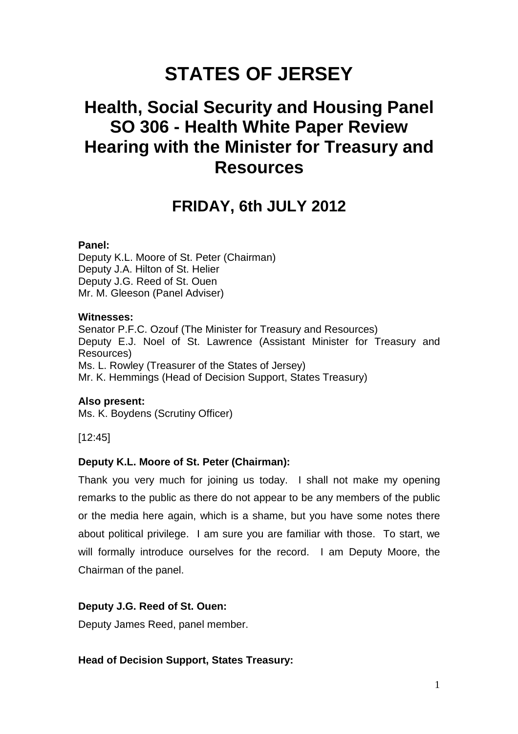# STATES OF JERSEY

## Health, Social Security and Housing Panel SO 306 - Health White Paper Review Hearing with the Minister for Treasury and Resources

## FRIDAY, 6th JULY 2012

**Panel:**
Deputy K.L. Moore of St. Peter (Chairman)
Deputy J.A. Hilton of St. Helier
Deputy J.G. Reed of St. Ouen
Mr. M. Gleeson (Panel Adviser)

**Witnesses:**
Senator P.F.C. Ozouf (The Minister for Treasury and Resources)
Deputy E.J. Noel of St. Lawrence (Assistant Minister for Treasury and Resources)
Ms. L. Rowley (Treasurer of the States of Jersey)
Mr. K. Hemmings (Head of Decision Support, States Treasury)

**Also present:**
Ms. K. Boydens (Scrutiny Officer)

[12:45]

**Deputy K.L. Moore of St. Peter (Chairman):**

Thank you very much for joining us today. I shall not make my opening remarks to the public as there do not appear to be any members of the public or the media here again, which is a shame, but you have some notes there about political privilege. I am sure you are familiar with those. To start, we will formally introduce ourselves for the record. I am Deputy Moore, the Chairman of the panel.

**Deputy J.G. Reed of St. Ouen:**

Deputy James Reed, panel member.

**Head of Decision Support, States Treasury:**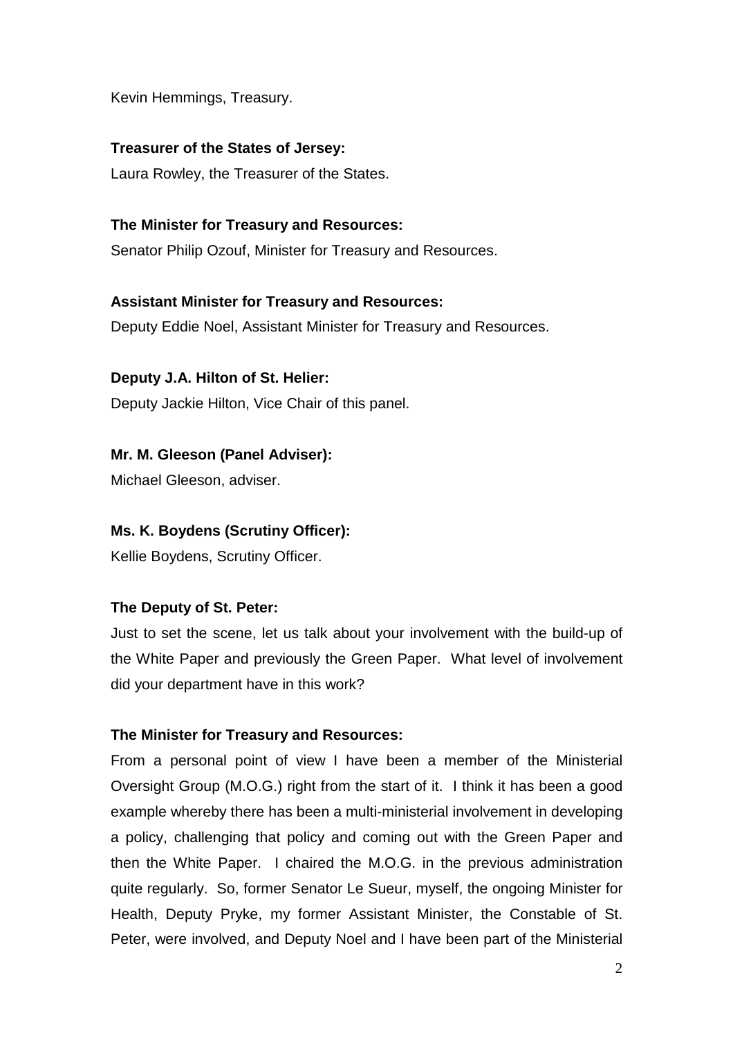Kevin Hemmings, Treasury.

**Treasurer of the States of Jersey:**

Laura Rowley, the Treasurer of the States.

**The Minister for Treasury and Resources:**

Senator Philip Ozouf, Minister for Treasury and Resources.

**Assistant Minister for Treasury and Resources:**

Deputy Eddie Noel, Assistant Minister for Treasury and Resources.

**Deputy J.A. Hilton of St. Helier:**

Deputy Jackie Hilton, Vice Chair of this panel.

**Mr. M. Gleeson (Panel Adviser):**

Michael Gleeson, adviser.

**Ms. K. Boydens (Scrutiny Officer):**

Kellie Boydens, Scrutiny Officer.

**The Deputy of St. Peter:**

Just to set the scene, let us talk about your involvement with the build-up of the White Paper and previously the Green Paper. What level of involvement did your department have in this work?

**The Minister for Treasury and Resources:**

From a personal point of view I have been a member of the Ministerial Oversight Group (M.O.G.) right from the start of it. I think it has been a good example whereby there has been a multi-ministerial involvement in developing a policy, challenging that policy and coming out with the Green Paper and then the White Paper. I chaired the M.O.G. in the previous administration quite regularly. So, former Senator Le Sueur, myself, the ongoing Minister for Health, Deputy Pryke, my former Assistant Minister, the Constable of St. Peter, were involved, and Deputy Noel and I have been part of the Ministerial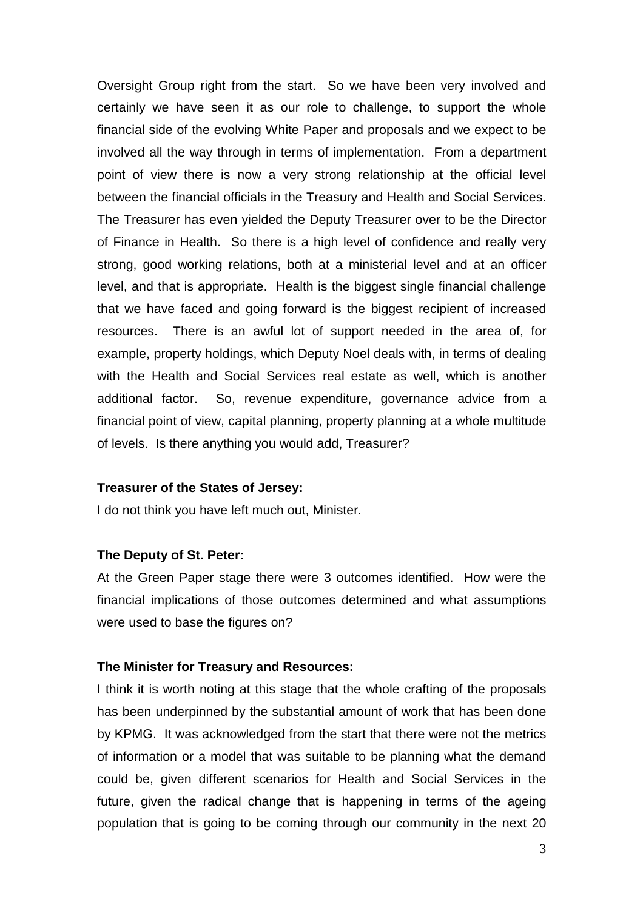Oversight Group right from the start. So we have been very involved and certainly we have seen it as our role to challenge, to support the whole financial side of the evolving White Paper and proposals and we expect to be involved all the way through in terms of implementation. From a department point of view there is now a very strong relationship at the official level between the financial officials in the Treasury and Health and Social Services. The Treasurer has even yielded the Deputy Treasurer over to be the Director of Finance in Health. So there is a high level of confidence and really very strong, good working relations, both at a ministerial level and at an officer level, and that is appropriate. Health is the biggest single financial challenge that we have faced and going forward is the biggest recipient of increased resources. There is an awful lot of support needed in the area of, for example, property holdings, which Deputy Noel deals with, in terms of dealing with the Health and Social Services real estate as well, which is another additional factor. So, revenue expenditure, governance advice from a financial point of view, capital planning, property planning at a whole multitude of levels. Is there anything you would add, Treasurer?

**Treasurer of the States of Jersey:**

I do not think you have left much out, Minister.

**The Deputy of St. Peter:**

At the Green Paper stage there were 3 outcomes identified. How were the financial implications of those outcomes determined and what assumptions were used to base the figures on?

**The Minister for Treasury and Resources:**

I think it is worth noting at this stage that the whole crafting of the proposals has been underpinned by the substantial amount of work that has been done by KPMG. It was acknowledged from the start that there were not the metrics of information or a model that was suitable to be planning what the demand could be, given different scenarios for Health and Social Services in the future, given the radical change that is happening in terms of the ageing population that is going to be coming through our community in the next 20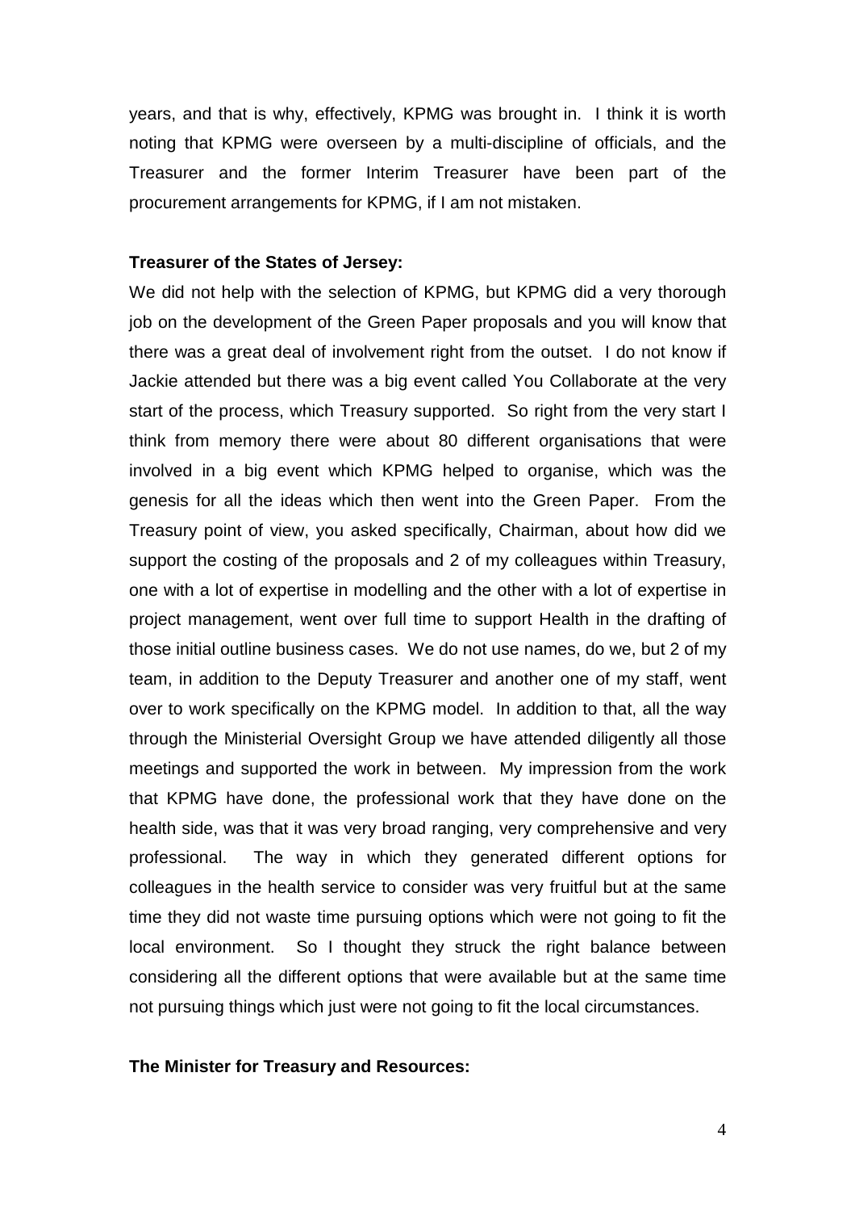years, and that is why, effectively, KPMG was brought in. I think it is worth noting that KPMG were overseen by a multi-discipline of officials, and the Treasurer and the former Interim Treasurer have been part of the procurement arrangements for KPMG, if I am not mistaken.

**Treasurer of the States of Jersey:**

We did not help with the selection of KPMG, but KPMG did a very thorough job on the development of the Green Paper proposals and you will know that there was a great deal of involvement right from the outset. I do not know if Jackie attended but there was a big event called You Collaborate at the very start of the process, which Treasury supported. So right from the very start I think from memory there were about 80 different organisations that were involved in a big event which KPMG helped to organise, which was the genesis for all the ideas which then went into the Green Paper. From the Treasury point of view, you asked specifically, Chairman, about how did we support the costing of the proposals and 2 of my colleagues within Treasury, one with a lot of expertise in modelling and the other with a lot of expertise in project management, went over full time to support Health in the drafting of those initial outline business cases. We do not use names, do we, but 2 of my team, in addition to the Deputy Treasurer and another one of my staff, went over to work specifically on the KPMG model. In addition to that, all the way through the Ministerial Oversight Group we have attended diligently all those meetings and supported the work in between. My impression from the work that KPMG have done, the professional work that they have done on the health side, was that it was very broad ranging, very comprehensive and very professional. The way in which they generated different options for colleagues in the health service to consider was very fruitful but at the same time they did not waste time pursuing options which were not going to fit the local environment. So I thought they struck the right balance between considering all the different options that were available but at the same time not pursuing things which just were not going to fit the local circumstances.

**The Minister for Treasury and Resources:**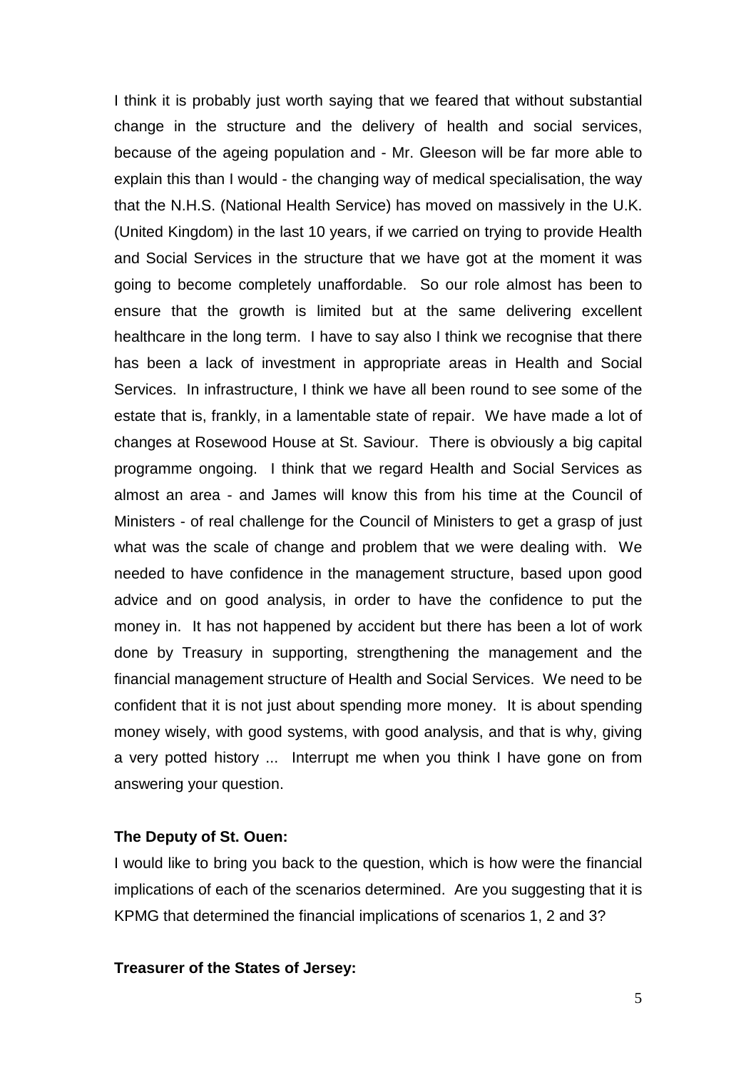I think it is probably just worth saying that we feared that without substantial change in the structure and the delivery of health and social services, because of the ageing population and - Mr. Gleeson will be far more able to explain this than I would - the changing way of medical specialisation, the way that the N.H.S. (National Health Service) has moved on massively in the U.K. (United Kingdom) in the last 10 years, if we carried on trying to provide Health and Social Services in the structure that we have got at the moment it was going to become completely unaffordable. So our role almost has been to ensure that the growth is limited but at the same delivering excellent healthcare in the long term. I have to say also I think we recognise that there has been a lack of investment in appropriate areas in Health and Social Services. In infrastructure, I think we have all been round to see some of the estate that is, frankly, in a lamentable state of repair. We have made a lot of changes at Rosewood House at St. Saviour. There is obviously a big capital programme ongoing. I think that we regard Health and Social Services as almost an area - and James will know this from his time at the Council of Ministers - of real challenge for the Council of Ministers to get a grasp of just what was the scale of change and problem that we were dealing with. We needed to have confidence in the management structure, based upon good advice and on good analysis, in order to have the confidence to put the money in. It has not happened by accident but there has been a lot of work done by Treasury in supporting, strengthening the management and the financial management structure of Health and Social Services. We need to be confident that it is not just about spending more money. It is about spending money wisely, with good systems, with good analysis, and that is why, giving a very potted history ... Interrupt me when you think I have gone on from answering your question.

**The Deputy of St. Ouen:**

I would like to bring you back to the question, which is how were the financial implications of each of the scenarios determined. Are you suggesting that it is KPMG that determined the financial implications of scenarios 1, 2 and 3?

**Treasurer of the States of Jersey:**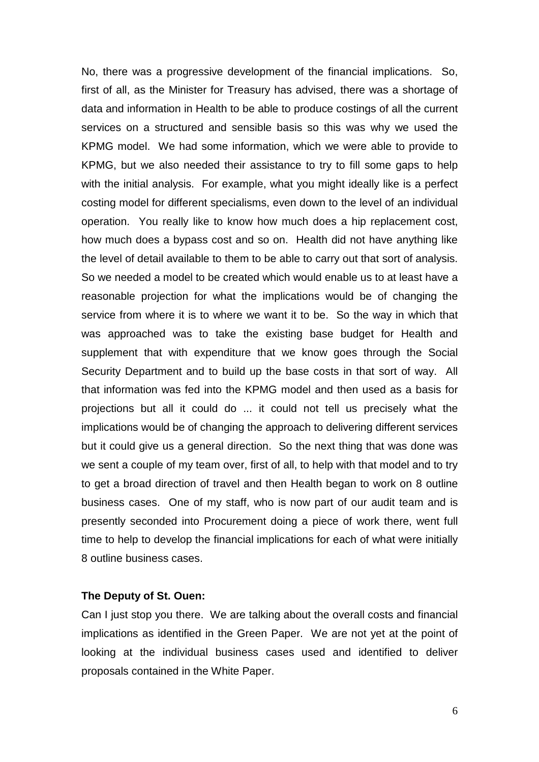No, there was a progressive development of the financial implications. So, first of all, as the Minister for Treasury has advised, there was a shortage of data and information in Health to be able to produce costings of all the current services on a structured and sensible basis so this was why we used the KPMG model. We had some information, which we were able to provide to KPMG, but we also needed their assistance to try to fill some gaps to help with the initial analysis. For example, what you might ideally like is a perfect costing model for different specialisms, even down to the level of an individual operation. You really like to know how much does a hip replacement cost, how much does a bypass cost and so on. Health did not have anything like the level of detail available to them to be able to carry out that sort of analysis. So we needed a model to be created which would enable us to at least have a reasonable projection for what the implications would be of changing the service from where it is to where we want it to be. So the way in which that was approached was to take the existing base budget for Health and supplement that with expenditure that we know goes through the Social Security Department and to build up the base costs in that sort of way. All that information was fed into the KPMG model and then used as a basis for projections but all it could do ... it could not tell us precisely what the implications would be of changing the approach to delivering different services but it could give us a general direction. So the next thing that was done was we sent a couple of my team over, first of all, to help with that model and to try to get a broad direction of travel and then Health began to work on 8 outline business cases. One of my staff, who is now part of our audit team and is presently seconded into Procurement doing a piece of work there, went full time to help to develop the financial implications for each of what were initially 8 outline business cases.

**The Deputy of St. Ouen:**

Can I just stop you there. We are talking about the overall costs and financial implications as identified in the Green Paper. We are not yet at the point of looking at the individual business cases used and identified to deliver proposals contained in the White Paper.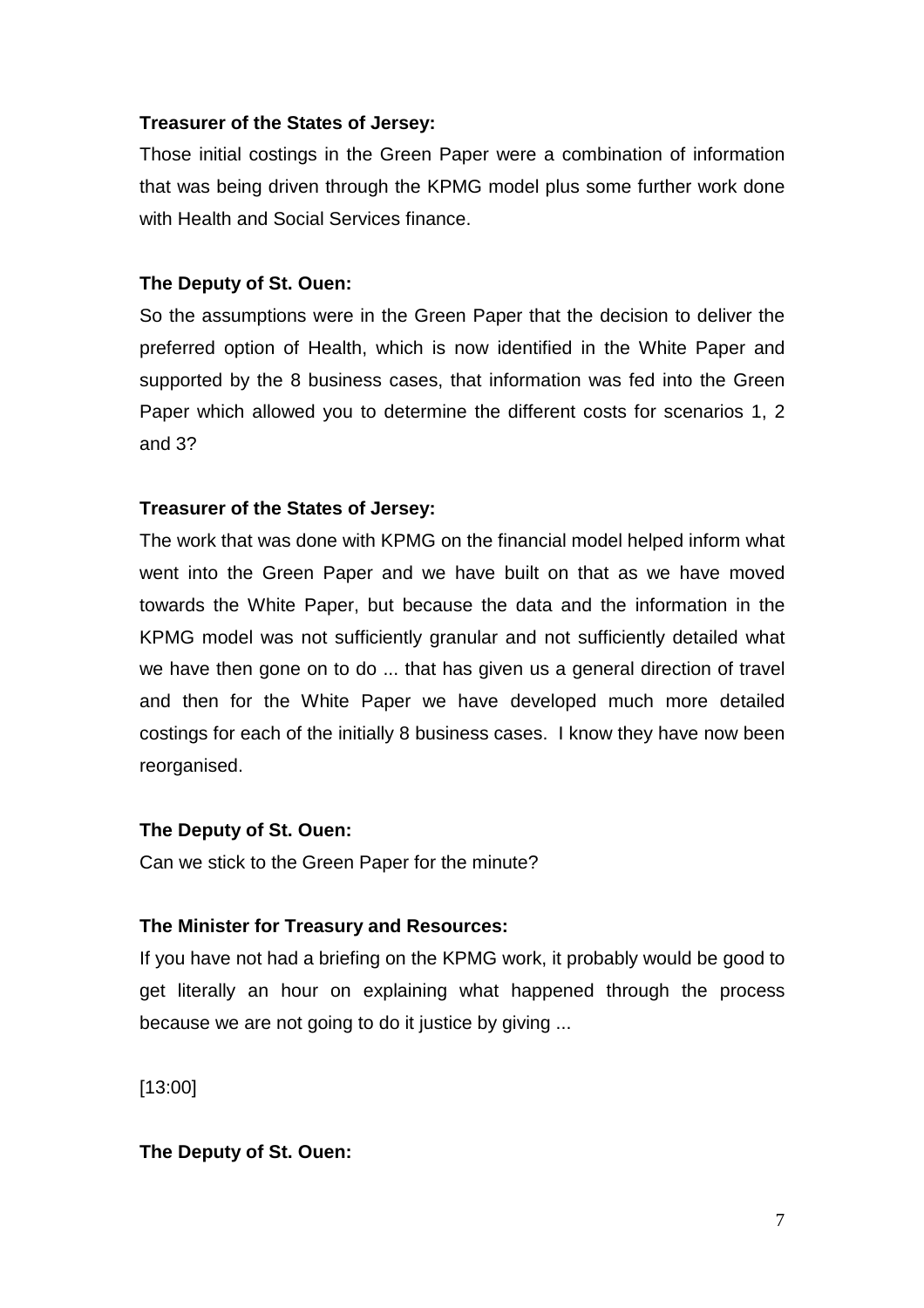**Treasurer of the States of Jersey:**

Those initial costings in the Green Paper were a combination of information that was being driven through the KPMG model plus some further work done with Health and Social Services finance.

**The Deputy of St. Ouen:**

So the assumptions were in the Green Paper that the decision to deliver the preferred option of Health, which is now identified in the White Paper and supported by the 8 business cases, that information was fed into the Green Paper which allowed you to determine the different costs for scenarios 1, 2 and 3?

**Treasurer of the States of Jersey:**

The work that was done with KPMG on the financial model helped inform what went into the Green Paper and we have built on that as we have moved towards the White Paper, but because the data and the information in the KPMG model was not sufficiently granular and not sufficiently detailed what we have then gone on to do ... that has given us a general direction of travel and then for the White Paper we have developed much more detailed costings for each of the initially 8 business cases. I know they have now been reorganised.

**The Deputy of St. Ouen:**

Can we stick to the Green Paper for the minute?

**The Minister for Treasury and Resources:**

If you have not had a briefing on the KPMG work, it probably would be good to get literally an hour on explaining what happened through the process because we are not going to do it justice by giving ...

[13:00]

**The Deputy of St. Ouen:**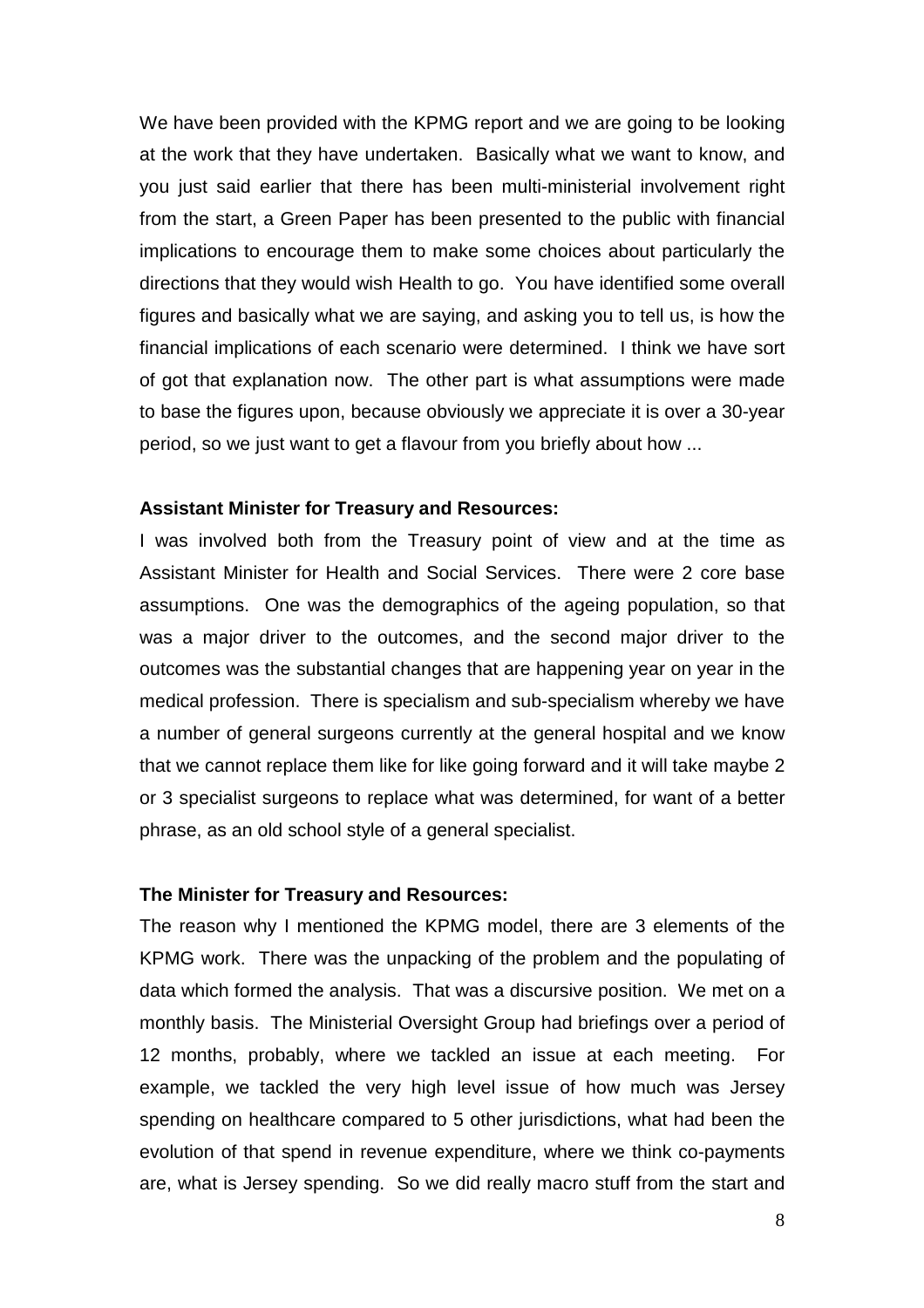We have been provided with the KPMG report and we are going to be looking at the work that they have undertaken. Basically what we want to know, and you just said earlier that there has been multi-ministerial involvement right from the start, a Green Paper has been presented to the public with financial implications to encourage them to make some choices about particularly the directions that they would wish Health to go. You have identified some overall figures and basically what we are saying, and asking you to tell us, is how the financial implications of each scenario were determined. I think we have sort of got that explanation now. The other part is what assumptions were made to base the figures upon, because obviously we appreciate it is over a 30-year period, so we just want to get a flavour from you briefly about how ...

**Assistant Minister for Treasury and Resources:**

I was involved both from the Treasury point of view and at the time as Assistant Minister for Health and Social Services. There were 2 core base assumptions. One was the demographics of the ageing population, so that was a major driver to the outcomes, and the second major driver to the outcomes was the substantial changes that are happening year on year in the medical profession. There is specialism and sub-specialism whereby we have a number of general surgeons currently at the general hospital and we know that we cannot replace them like for like going forward and it will take maybe 2 or 3 specialist surgeons to replace what was determined, for want of a better phrase, as an old school style of a general specialist.

**The Minister for Treasury and Resources:**

The reason why I mentioned the KPMG model, there are 3 elements of the KPMG work. There was the unpacking of the problem and the populating of data which formed the analysis. That was a discursive position. We met on a monthly basis. The Ministerial Oversight Group had briefings over a period of 12 months, probably, where we tackled an issue at each meeting. For example, we tackled the very high level issue of how much was Jersey spending on healthcare compared to 5 other jurisdictions, what had been the evolution of that spend in revenue expenditure, where we think co-payments are, what is Jersey spending. So we did really macro stuff from the start and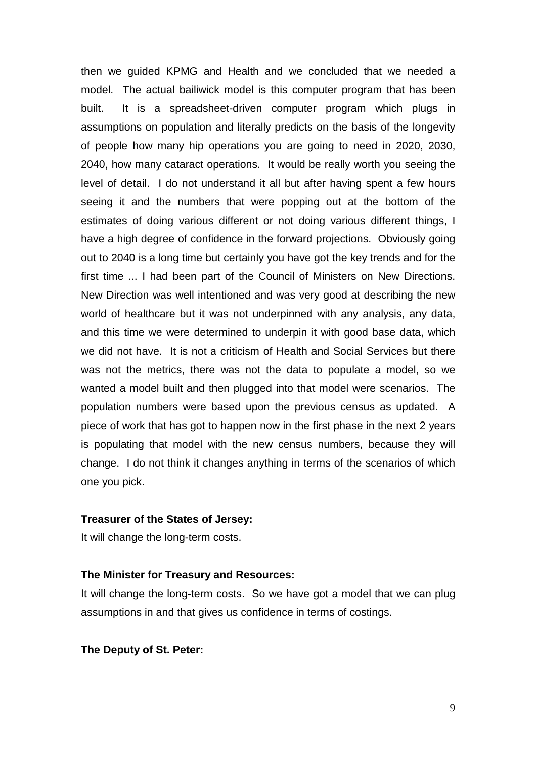then we guided KPMG and Health and we concluded that we needed a model. The actual bailiwick model is this computer program that has been built. It is a spreadsheet-driven computer program which plugs in assumptions on population and literally predicts on the basis of the longevity of people how many hip operations you are going to need in 2020, 2030, 2040, how many cataract operations. It would be really worth you seeing the level of detail. I do not understand it all but after having spent a few hours seeing it and the numbers that were popping out at the bottom of the estimates of doing various different or not doing various different things, I have a high degree of confidence in the forward projections. Obviously going out to 2040 is a long time but certainly you have got the key trends and for the first time ... I had been part of the Council of Ministers on New Directions. New Direction was well intentioned and was very good at describing the new world of healthcare but it was not underpinned with any analysis, any data, and this time we were determined to underpin it with good base data, which we did not have. It is not a criticism of Health and Social Services but there was not the metrics, there was not the data to populate a model, so we wanted a model built and then plugged into that model were scenarios. The population numbers were based upon the previous census as updated. A piece of work that has got to happen now in the first phase in the next 2 years is populating that model with the new census numbers, because they will change. I do not think it changes anything in terms of the scenarios of which one you pick.

**Treasurer of the States of Jersey:**

It will change the long-term costs.

**The Minister for Treasury and Resources:**

It will change the long-term costs. So we have got a model that we can plug assumptions in and that gives us confidence in terms of costings.

**The Deputy of St. Peter:**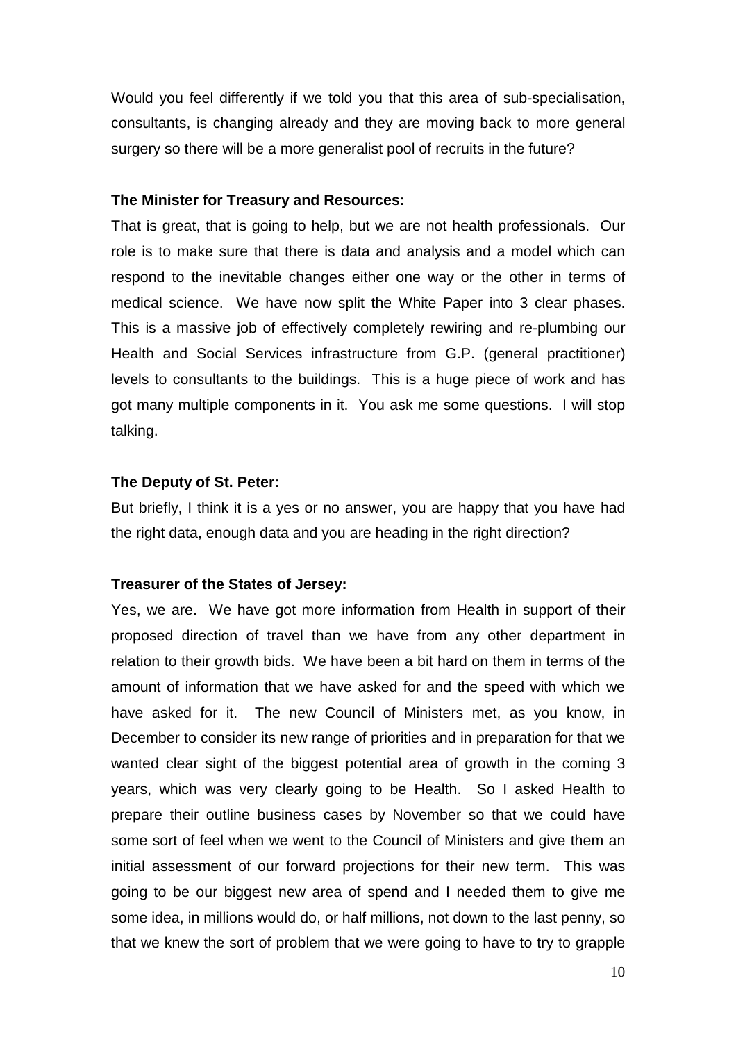Would you feel differently if we told you that this area of sub-specialisation, consultants, is changing already and they are moving back to more general surgery so there will be a more generalist pool of recruits in the future?

**The Minister for Treasury and Resources:**

That is great, that is going to help, but we are not health professionals. Our role is to make sure that there is data and analysis and a model which can respond to the inevitable changes either one way or the other in terms of medical science. We have now split the White Paper into 3 clear phases. This is a massive job of effectively completely rewiring and re-plumbing our Health and Social Services infrastructure from G.P. (general practitioner) levels to consultants to the buildings. This is a huge piece of work and has got many multiple components in it. You ask me some questions. I will stop talking.

**The Deputy of St. Peter:**

But briefly, I think it is a yes or no answer, you are happy that you have had the right data, enough data and you are heading in the right direction?

**Treasurer of the States of Jersey:**

Yes, we are. We have got more information from Health in support of their proposed direction of travel than we have from any other department in relation to their growth bids. We have been a bit hard on them in terms of the amount of information that we have asked for and the speed with which we have asked for it. The new Council of Ministers met, as you know, in December to consider its new range of priorities and in preparation for that we wanted clear sight of the biggest potential area of growth in the coming 3 years, which was very clearly going to be Health. So I asked Health to prepare their outline business cases by November so that we could have some sort of feel when we went to the Council of Ministers and give them an initial assessment of our forward projections for their new term. This was going to be our biggest new area of spend and I needed them to give me some idea, in millions would do, or half millions, not down to the last penny, so that we knew the sort of problem that we were going to have to try to grapple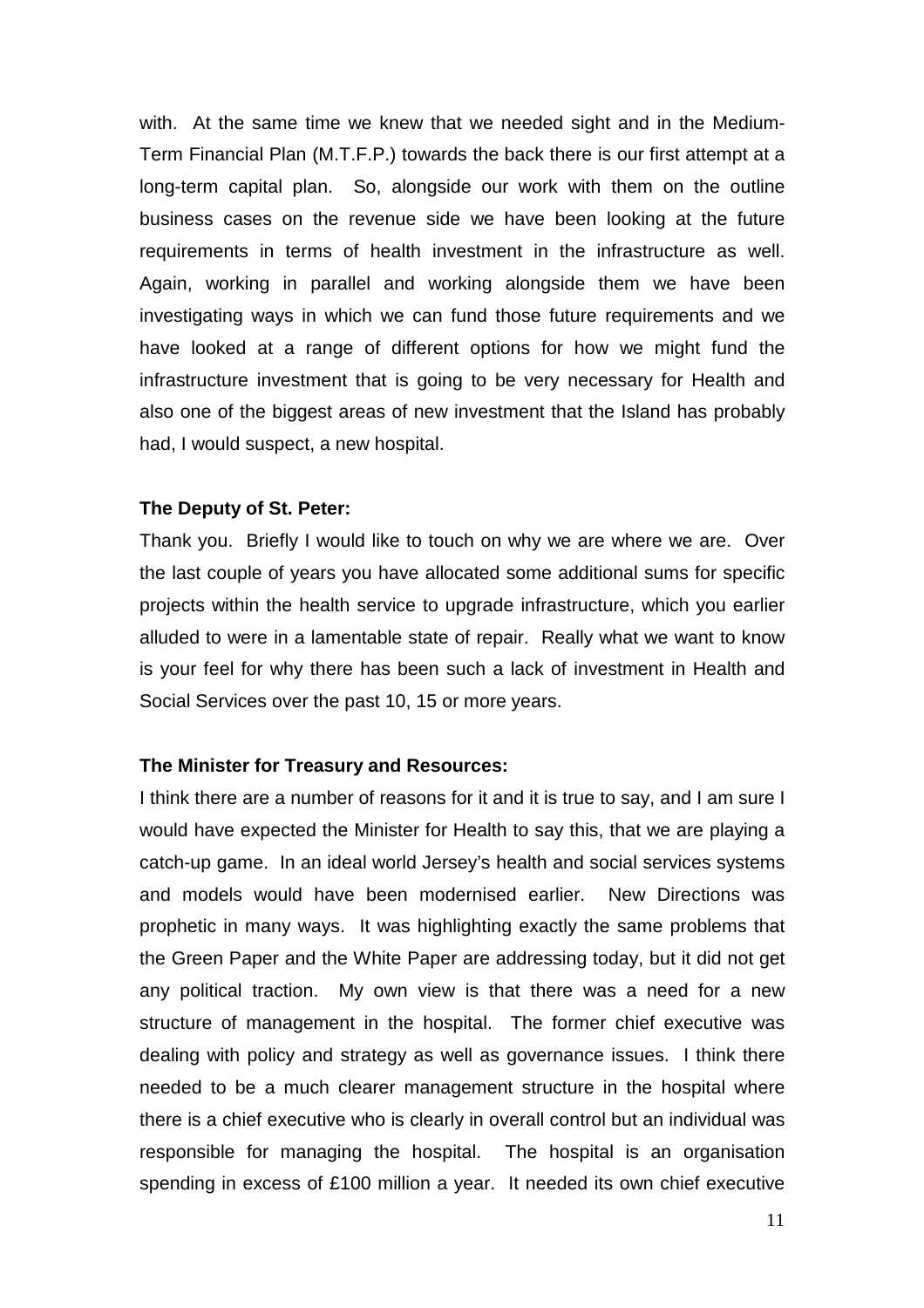with. At the same time we knew that we needed sight and in the Medium-Term Financial Plan (M.T.F.P.) towards the back there is our first attempt at a long-term capital plan. So, alongside our work with them on the outline business cases on the revenue side we have been looking at the future requirements in terms of health investment in the infrastructure as well. Again, working in parallel and working alongside them we have been investigating ways in which we can fund those future requirements and we have looked at a range of different options for how we might fund the infrastructure investment that is going to be very necessary for Health and also one of the biggest areas of new investment that the Island has probably had, I would suspect, a new hospital.

**The Deputy of St. Peter:**

Thank you. Briefly I would like to touch on why we are where we are. Over the last couple of years you have allocated some additional sums for specific projects within the health service to upgrade infrastructure, which you earlier alluded to were in a lamentable state of repair. Really what we want to know is your feel for why there has been such a lack of investment in Health and Social Services over the past 10, 15 or more years.

**The Minister for Treasury and Resources:**

I think there are a number of reasons for it and it is true to say, and I am sure I would have expected the Minister for Health to say this, that we are playing a catch-up game. In an ideal world Jersey's health and social services systems and models would have been modernised earlier. New Directions was prophetic in many ways. It was highlighting exactly the same problems that the Green Paper and the White Paper are addressing today, but it did not get any political traction. My own view is that there was a need for a new structure of management in the hospital. The former chief executive was dealing with policy and strategy as well as governance issues. I think there needed to be a much clearer management structure in the hospital where there is a chief executive who is clearly in overall control but an individual was responsible for managing the hospital. The hospital is an organisation spending in excess of £100 million a year. It needed its own chief executive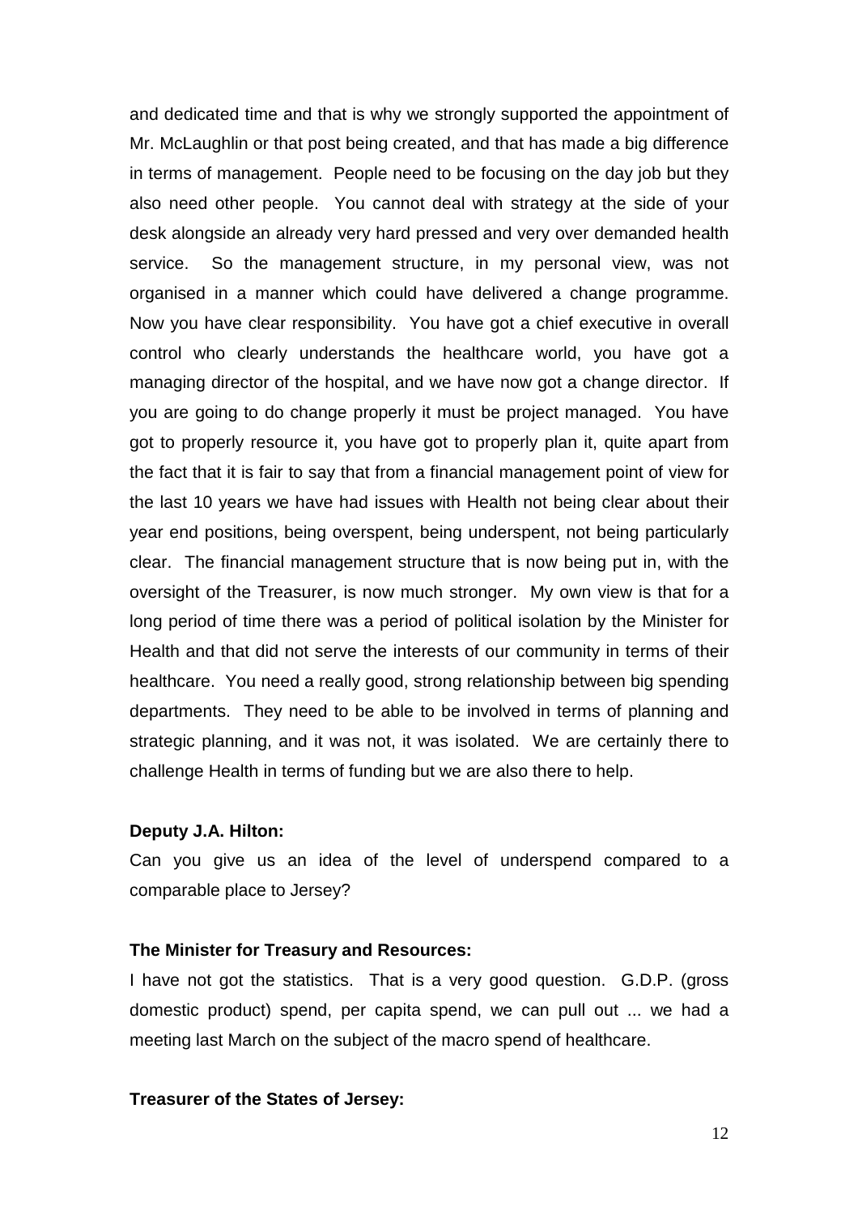and dedicated time and that is why we strongly supported the appointment of Mr. McLaughlin or that post being created, and that has made a big difference in terms of management. People need to be focusing on the day job but they also need other people. You cannot deal with strategy at the side of your desk alongside an already very hard pressed and very over demanded health service. So the management structure, in my personal view, was not organised in a manner which could have delivered a change programme. Now you have clear responsibility. You have got a chief executive in overall control who clearly understands the healthcare world, you have got a managing director of the hospital, and we have now got a change director. If you are going to do change properly it must be project managed. You have got to properly resource it, you have got to properly plan it, quite apart from the fact that it is fair to say that from a financial management point of view for the last 10 years we have had issues with Health not being clear about their year end positions, being overspent, being underspent, not being particularly clear. The financial management structure that is now being put in, with the oversight of the Treasurer, is now much stronger. My own view is that for a long period of time there was a period of political isolation by the Minister for Health and that did not serve the interests of our community in terms of their healthcare. You need a really good, strong relationship between big spending departments. They need to be able to be involved in terms of planning and strategic planning, and it was not, it was isolated. We are certainly there to challenge Health in terms of funding but we are also there to help.

**Deputy J.A. Hilton:**

Can you give us an idea of the level of underspend compared to a comparable place to Jersey?

**The Minister for Treasury and Resources:**

I have not got the statistics. That is a very good question. G.D.P. (gross domestic product) spend, per capita spend, we can pull out ... we had a meeting last March on the subject of the macro spend of healthcare.

**Treasurer of the States of Jersey:**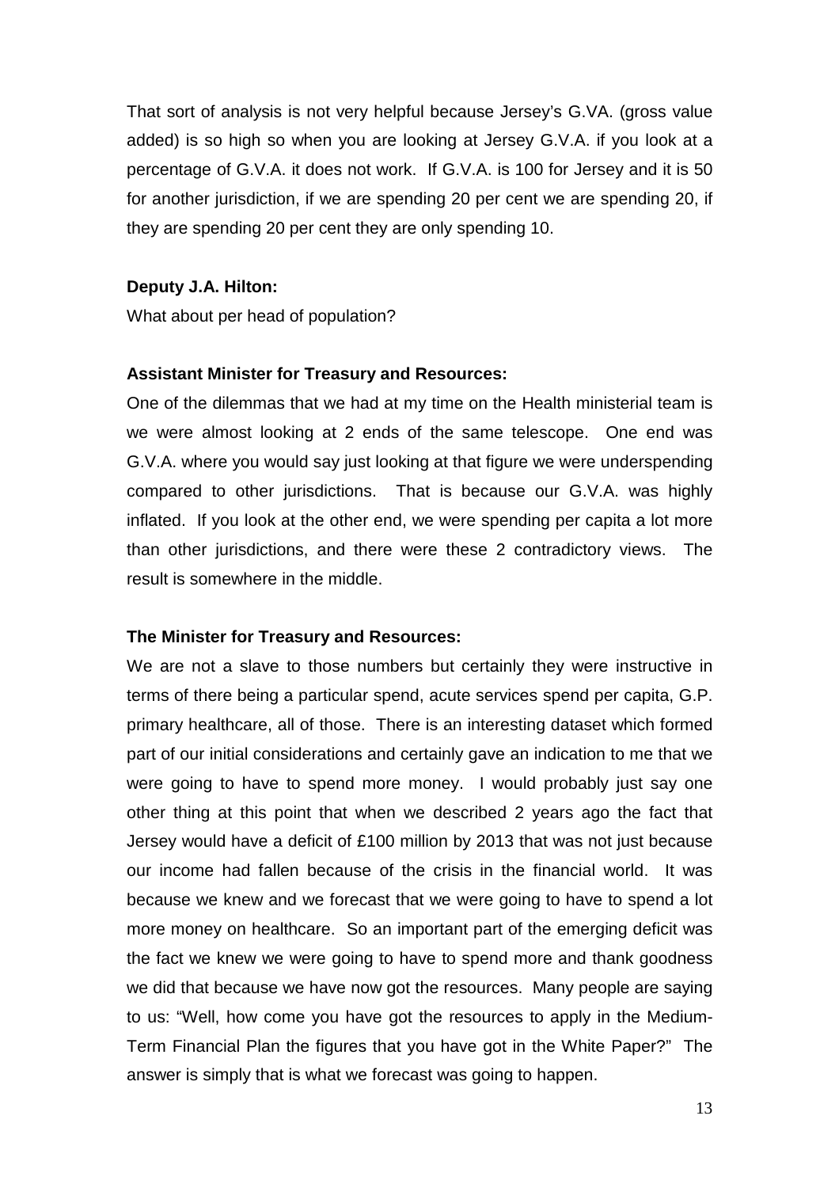That sort of analysis is not very helpful because Jersey's G.VA. (gross value added) is so high so when you are looking at Jersey G.V.A. if you look at a percentage of G.V.A. it does not work. If G.V.A. is 100 for Jersey and it is 50 for another jurisdiction, if we are spending 20 per cent we are spending 20, if they are spending 20 per cent they are only spending 10.

**Deputy J.A. Hilton:**

What about per head of population?

**Assistant Minister for Treasury and Resources:**

One of the dilemmas that we had at my time on the Health ministerial team is we were almost looking at 2 ends of the same telescope. One end was G.V.A. where you would say just looking at that figure we were underspending compared to other jurisdictions. That is because our G.V.A. was highly inflated. If you look at the other end, we were spending per capita a lot more than other jurisdictions, and there were these 2 contradictory views. The result is somewhere in the middle.

**The Minister for Treasury and Resources:**

We are not a slave to those numbers but certainly they were instructive in terms of there being a particular spend, acute services spend per capita, G.P. primary healthcare, all of those. There is an interesting dataset which formed part of our initial considerations and certainly gave an indication to me that we were going to have to spend more money. I would probably just say one other thing at this point that when we described 2 years ago the fact that Jersey would have a deficit of £100 million by 2013 that was not just because our income had fallen because of the crisis in the financial world. It was because we knew and we forecast that we were going to have to spend a lot more money on healthcare. So an important part of the emerging deficit was the fact we knew we were going to have to spend more and thank goodness we did that because we have now got the resources. Many people are saying to us: "Well, how come you have got the resources to apply in the Medium-Term Financial Plan the figures that you have got in the White Paper?" The answer is simply that is what we forecast was going to happen.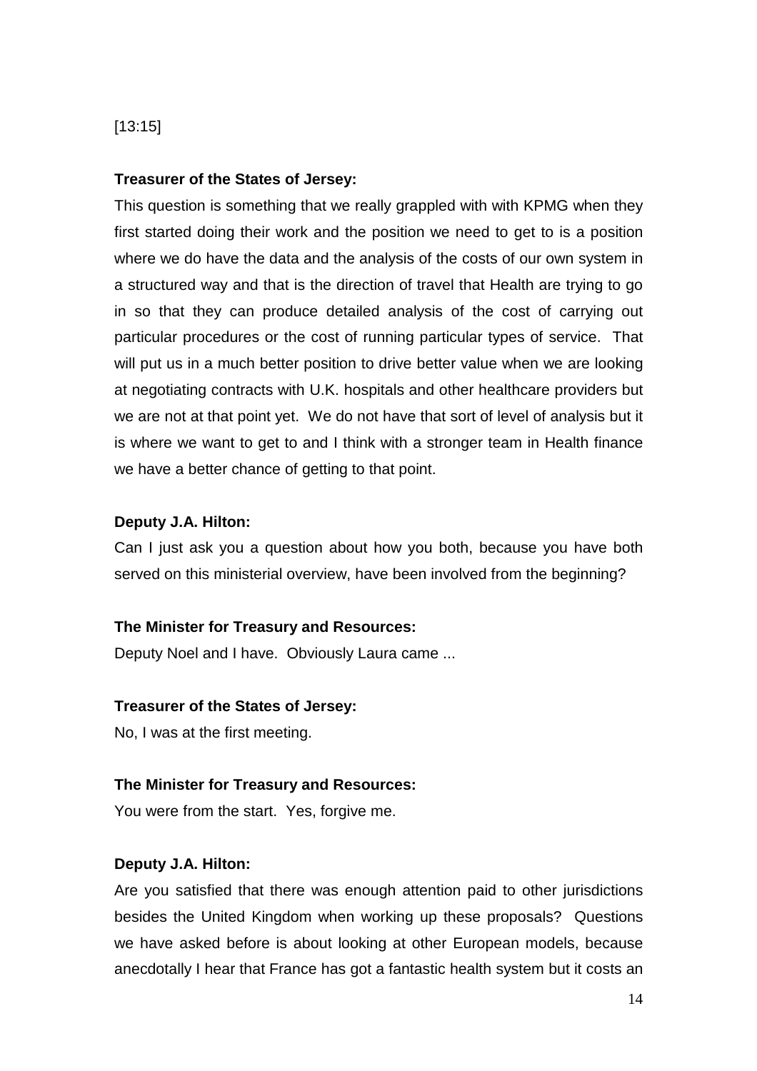[13:15]

**Treasurer of the States of Jersey:**

This question is something that we really grappled with with KPMG when they first started doing their work and the position we need to get to is a position where we do have the data and the analysis of the costs of our own system in a structured way and that is the direction of travel that Health are trying to go in so that they can produce detailed analysis of the cost of carrying out particular procedures or the cost of running particular types of service. That will put us in a much better position to drive better value when we are looking at negotiating contracts with U.K. hospitals and other healthcare providers but we are not at that point yet. We do not have that sort of level of analysis but it is where we want to get to and I think with a stronger team in Health finance we have a better chance of getting to that point.

**Deputy J.A. Hilton:**

Can I just ask you a question about how you both, because you have both served on this ministerial overview, have been involved from the beginning?

**The Minister for Treasury and Resources:**

Deputy Noel and I have. Obviously Laura came ...

**Treasurer of the States of Jersey:**

No, I was at the first meeting.

**The Minister for Treasury and Resources:**

You were from the start. Yes, forgive me.

**Deputy J.A. Hilton:**

Are you satisfied that there was enough attention paid to other jurisdictions besides the United Kingdom when working up these proposals? Questions we have asked before is about looking at other European models, because anecdotally I hear that France has got a fantastic health system but it costs an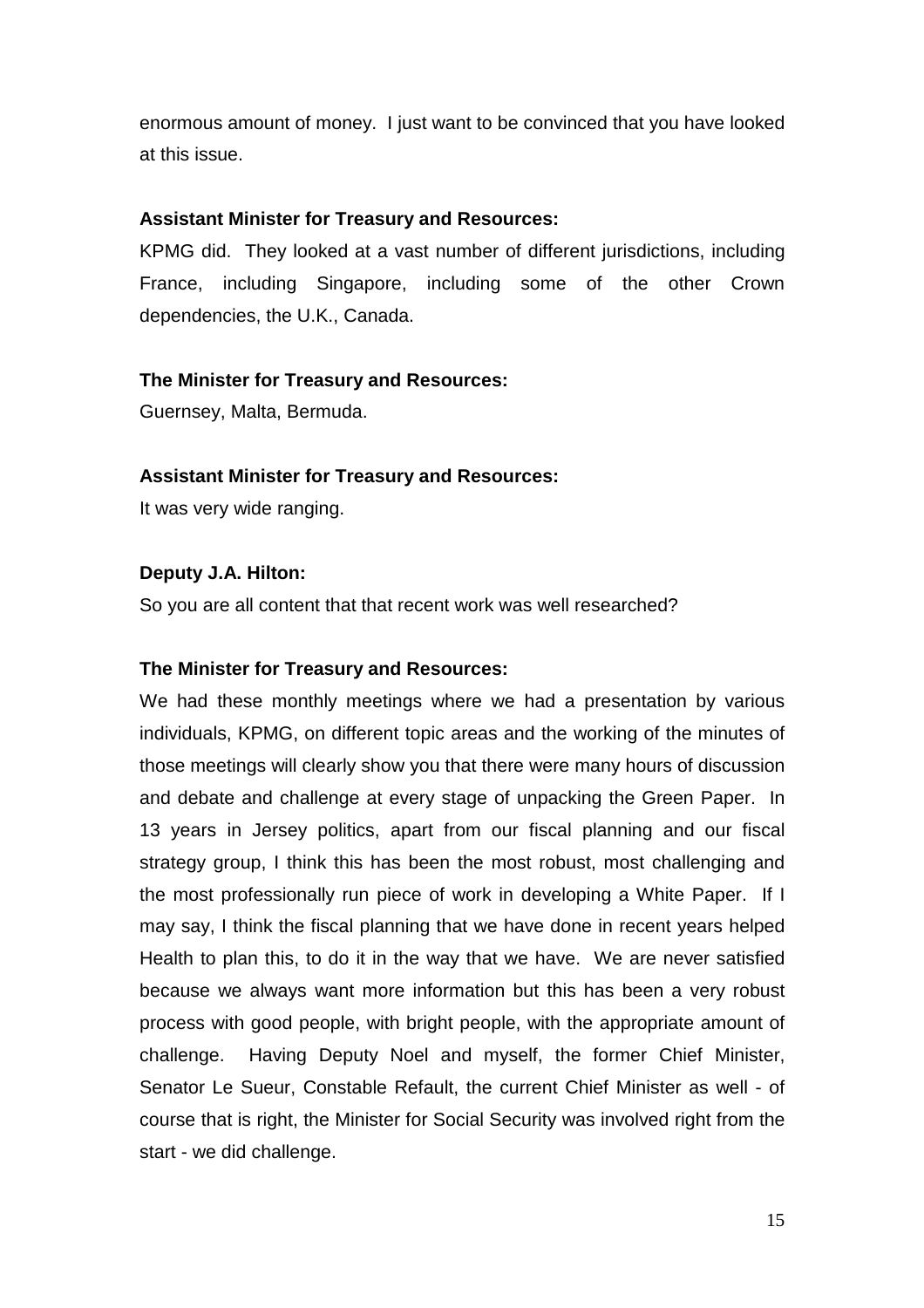enormous amount of money. I just want to be convinced that you have looked at this issue.

**Assistant Minister for Treasury and Resources:**

KPMG did. They looked at a vast number of different jurisdictions, including France, including Singapore, including some of the other Crown dependencies, the U.K., Canada.

**The Minister for Treasury and Resources:**

Guernsey, Malta, Bermuda.

**Assistant Minister for Treasury and Resources:**

It was very wide ranging.

**Deputy J.A. Hilton:**

So you are all content that that recent work was well researched?

**The Minister for Treasury and Resources:**

We had these monthly meetings where we had a presentation by various individuals, KPMG, on different topic areas and the working of the minutes of those meetings will clearly show you that there were many hours of discussion and debate and challenge at every stage of unpacking the Green Paper. In 13 years in Jersey politics, apart from our fiscal planning and our fiscal strategy group, I think this has been the most robust, most challenging and the most professionally run piece of work in developing a White Paper. If I may say, I think the fiscal planning that we have done in recent years helped Health to plan this, to do it in the way that we have. We are never satisfied because we always want more information but this has been a very robust process with good people, with bright people, with the appropriate amount of challenge. Having Deputy Noel and myself, the former Chief Minister, Senator Le Sueur, Constable Refault, the current Chief Minister as well - of course that is right, the Minister for Social Security was involved right from the start - we did challenge.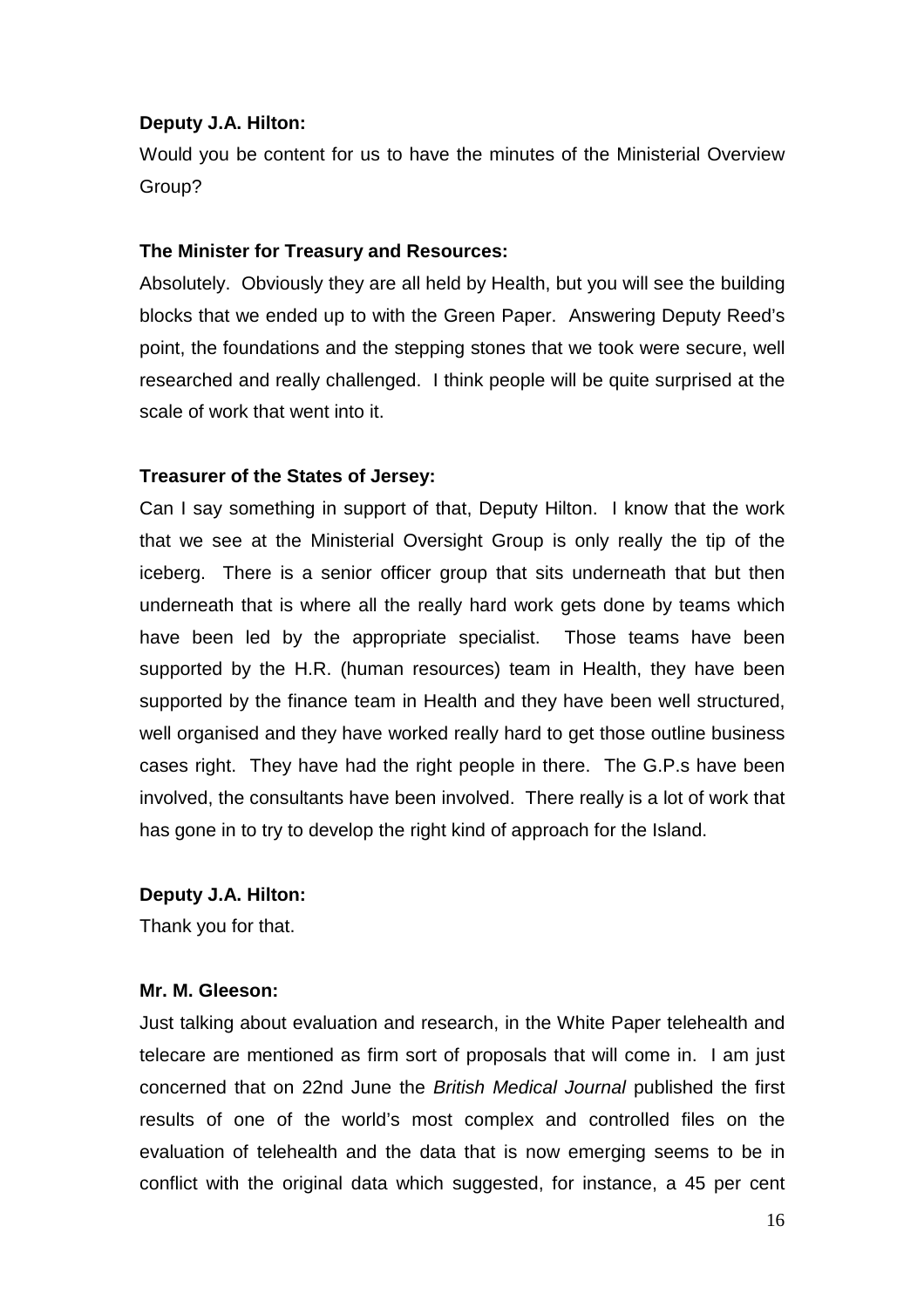**Deputy J.A. Hilton:**

Would you be content for us to have the minutes of the Ministerial Overview Group?

**The Minister for Treasury and Resources:**

Absolutely. Obviously they are all held by Health, but you will see the building blocks that we ended up to with the Green Paper. Answering Deputy Reed's point, the foundations and the stepping stones that we took were secure, well researched and really challenged. I think people will be quite surprised at the scale of work that went into it.

**Treasurer of the States of Jersey:**

Can I say something in support of that, Deputy Hilton. I know that the work that we see at the Ministerial Oversight Group is only really the tip of the iceberg. There is a senior officer group that sits underneath that but then underneath that is where all the really hard work gets done by teams which have been led by the appropriate specialist. Those teams have been supported by the H.R. (human resources) team in Health, they have been supported by the finance team in Health and they have been well structured, well organised and they have worked really hard to get those outline business cases right. They have had the right people in there. The G.P.s have been involved, the consultants have been involved. There really is a lot of work that has gone in to try to develop the right kind of approach for the Island.

**Deputy J.A. Hilton:**

Thank you for that.

**Mr. M. Gleeson:**

Just talking about evaluation and research, in the White Paper telehealth and telecare are mentioned as firm sort of proposals that will come in. I am just concerned that on 22nd June the *British Medical Journal* published the first results of one of the world's most complex and controlled files on the evaluation of telehealth and the data that is now emerging seems to be in conflict with the original data which suggested, for instance, a 45 per cent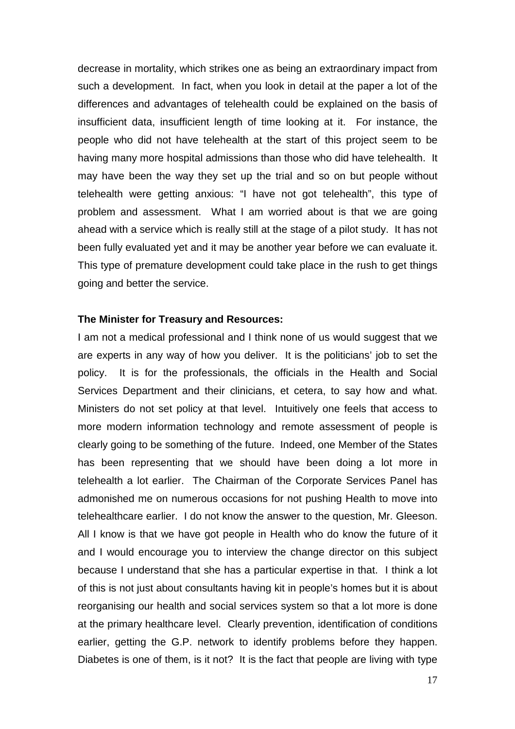decrease in mortality, which strikes one as being an extraordinary impact from such a development. In fact, when you look in detail at the paper a lot of the differences and advantages of telehealth could be explained on the basis of insufficient data, insufficient length of time looking at it. For instance, the people who did not have telehealth at the start of this project seem to be having many more hospital admissions than those who did have telehealth. It may have been the way they set up the trial and so on but people without telehealth were getting anxious: "I have not got telehealth", this type of problem and assessment. What I am worried about is that we are going ahead with a service which is really still at the stage of a pilot study. It has not been fully evaluated yet and it may be another year before we can evaluate it. This type of premature development could take place in the rush to get things going and better the service.

**The Minister for Treasury and Resources:**

I am not a medical professional and I think none of us would suggest that we are experts in any way of how you deliver. It is the politicians' job to set the policy. It is for the professionals, the officials in the Health and Social Services Department and their clinicians, et cetera, to say how and what. Ministers do not set policy at that level. Intuitively one feels that access to more modern information technology and remote assessment of people is clearly going to be something of the future. Indeed, one Member of the States has been representing that we should have been doing a lot more in telehealth a lot earlier. The Chairman of the Corporate Services Panel has admonished me on numerous occasions for not pushing Health to move into telehealthcare earlier. I do not know the answer to the question, Mr. Gleeson. All I know is that we have got people in Health who do know the future of it and I would encourage you to interview the change director on this subject because I understand that she has a particular expertise in that. I think a lot of this is not just about consultants having kit in people's homes but it is about reorganising our health and social services system so that a lot more is done at the primary healthcare level. Clearly prevention, identification of conditions earlier, getting the G.P. network to identify problems before they happen. Diabetes is one of them, is it not? It is the fact that people are living with type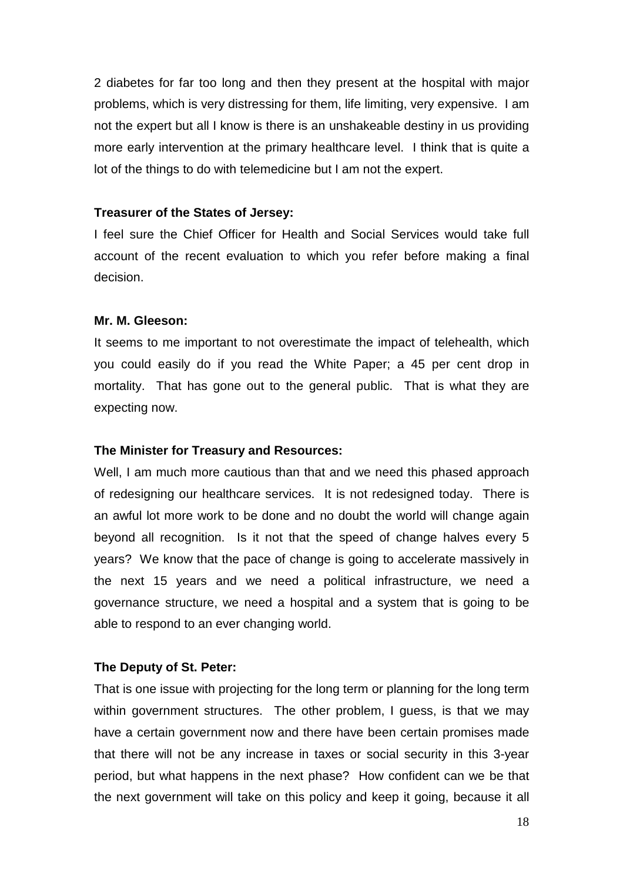2 diabetes for far too long and then they present at the hospital with major problems, which is very distressing for them, life limiting, very expensive. I am not the expert but all I know is there is an unshakeable destiny in us providing more early intervention at the primary healthcare level. I think that is quite a lot of the things to do with telemedicine but I am not the expert.

**Treasurer of the States of Jersey:**

I feel sure the Chief Officer for Health and Social Services would take full account of the recent evaluation to which you refer before making a final decision.

**Mr. M. Gleeson:**

It seems to me important to not overestimate the impact of telehealth, which you could easily do if you read the White Paper; a 45 per cent drop in mortality. That has gone out to the general public. That is what they are expecting now.

**The Minister for Treasury and Resources:**

Well, I am much more cautious than that and we need this phased approach of redesigning our healthcare services. It is not redesigned today. There is an awful lot more work to be done and no doubt the world will change again beyond all recognition. Is it not that the speed of change halves every 5 years? We know that the pace of change is going to accelerate massively in the next 15 years and we need a political infrastructure, we need a governance structure, we need a hospital and a system that is going to be able to respond to an ever changing world.

**The Deputy of St. Peter:**

That is one issue with projecting for the long term or planning for the long term within government structures. The other problem, I guess, is that we may have a certain government now and there have been certain promises made that there will not be any increase in taxes or social security in this 3-year period, but what happens in the next phase? How confident can we be that the next government will take on this policy and keep it going, because it all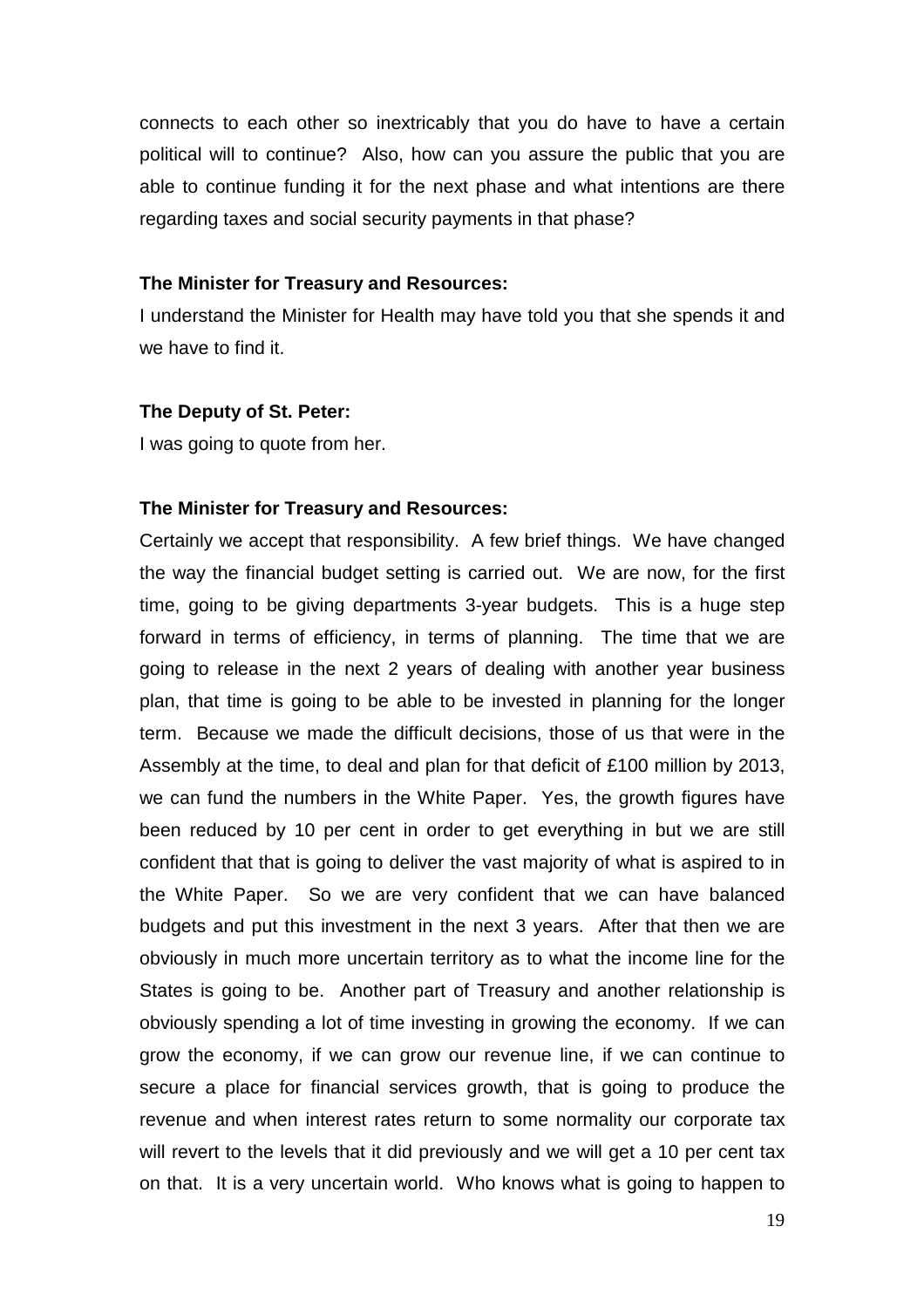connects to each other so inextricably that you do have to have a certain political will to continue? Also, how can you assure the public that you are able to continue funding it for the next phase and what intentions are there regarding taxes and social security payments in that phase?

**The Minister for Treasury and Resources:**

I understand the Minister for Health may have told you that she spends it and we have to find it.

**The Deputy of St. Peter:**

I was going to quote from her.

**The Minister for Treasury and Resources:**

Certainly we accept that responsibility. A few brief things. We have changed the way the financial budget setting is carried out. We are now, for the first time, going to be giving departments 3-year budgets. This is a huge step forward in terms of efficiency, in terms of planning. The time that we are going to release in the next 2 years of dealing with another year business plan, that time is going to be able to be invested in planning for the longer term. Because we made the difficult decisions, those of us that were in the Assembly at the time, to deal and plan for that deficit of £100 million by 2013, we can fund the numbers in the White Paper. Yes, the growth figures have been reduced by 10 per cent in order to get everything in but we are still confident that that is going to deliver the vast majority of what is aspired to in the White Paper. So we are very confident that we can have balanced budgets and put this investment in the next 3 years. After that then we are obviously in much more uncertain territory as to what the income line for the States is going to be. Another part of Treasury and another relationship is obviously spending a lot of time investing in growing the economy. If we can grow the economy, if we can grow our revenue line, if we can continue to secure a place for financial services growth, that is going to produce the revenue and when interest rates return to some normality our corporate tax will revert to the levels that it did previously and we will get a 10 per cent tax on that. It is a very uncertain world. Who knows what is going to happen to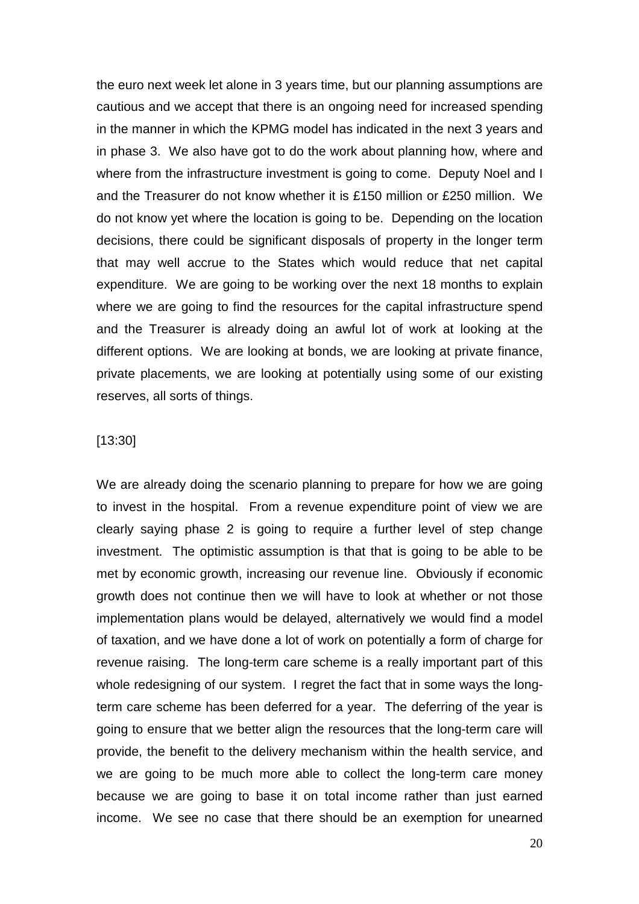the euro next week let alone in 3 years time, but our planning assumptions are cautious and we accept that there is an ongoing need for increased spending in the manner in which the KPMG model has indicated in the next 3 years and in phase 3. We also have got to do the work about planning how, where and where from the infrastructure investment is going to come. Deputy Noel and I and the Treasurer do not know whether it is £150 million or £250 million. We do not know yet where the location is going to be. Depending on the location decisions, there could be significant disposals of property in the longer term that may well accrue to the States which would reduce that net capital expenditure. We are going to be working over the next 18 months to explain where we are going to find the resources for the capital infrastructure spend and the Treasurer is already doing an awful lot of work at looking at the different options. We are looking at bonds, we are looking at private finance, private placements, we are looking at potentially using some of our existing reserves, all sorts of things.

[13:30]

We are already doing the scenario planning to prepare for how we are going to invest in the hospital. From a revenue expenditure point of view we are clearly saying phase 2 is going to require a further level of step change investment. The optimistic assumption is that that is going to be able to be met by economic growth, increasing our revenue line. Obviously if economic growth does not continue then we will have to look at whether or not those implementation plans would be delayed, alternatively we would find a model of taxation, and we have done a lot of work on potentially a form of charge for revenue raising. The long-term care scheme is a really important part of this whole redesigning of our system. I regret the fact that in some ways the long-term care scheme has been deferred for a year. The deferring of the year is going to ensure that we better align the resources that the long-term care will provide, the benefit to the delivery mechanism within the health service, and we are going to be much more able to collect the long-term care money because we are going to base it on total income rather than just earned income. We see no case that there should be an exemption for unearned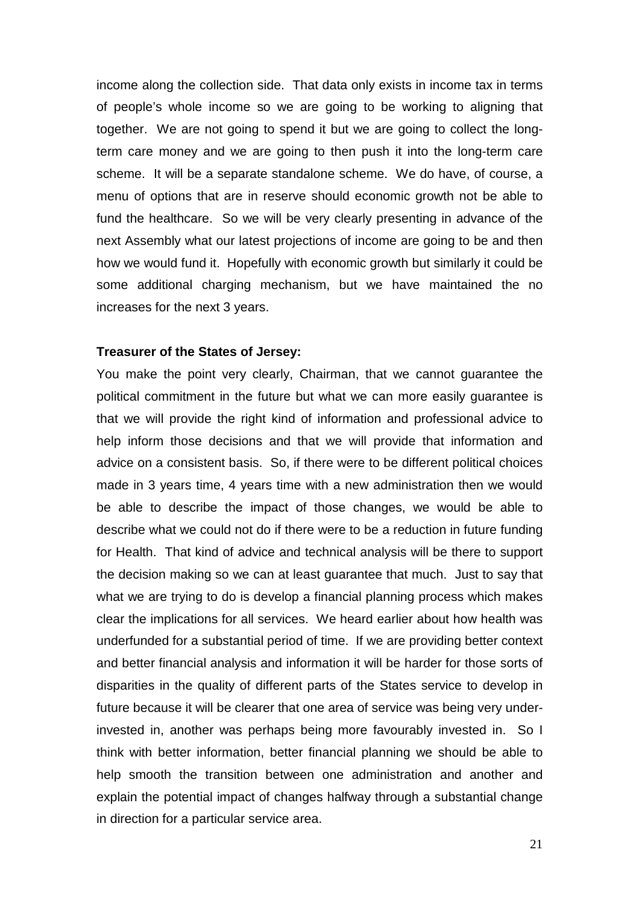income along the collection side. That data only exists in income tax in terms of people's whole income so we are going to be working to aligning that together. We are not going to spend it but we are going to collect the long-term care money and we are going to then push it into the long-term care scheme. It will be a separate standalone scheme. We do have, of course, a menu of options that are in reserve should economic growth not be able to fund the healthcare. So we will be very clearly presenting in advance of the next Assembly what our latest projections of income are going to be and then how we would fund it. Hopefully with economic growth but similarly it could be some additional charging mechanism, but we have maintained the no increases for the next 3 years.

**Treasurer of the States of Jersey:**

You make the point very clearly, Chairman, that we cannot guarantee the political commitment in the future but what we can more easily guarantee is that we will provide the right kind of information and professional advice to help inform those decisions and that we will provide that information and advice on a consistent basis. So, if there were to be different political choices made in 3 years time, 4 years time with a new administration then we would be able to describe the impact of those changes, we would be able to describe what we could not do if there were to be a reduction in future funding for Health. That kind of advice and technical analysis will be there to support the decision making so we can at least guarantee that much. Just to say that what we are trying to do is develop a financial planning process which makes clear the implications for all services. We heard earlier about how health was underfunded for a substantial period of time. If we are providing better context and better financial analysis and information it will be harder for those sorts of disparities in the quality of different parts of the States service to develop in future because it will be clearer that one area of service was being very under-invested in, another was perhaps being more favourably invested in. So I think with better information, better financial planning we should be able to help smooth the transition between one administration and another and explain the potential impact of changes halfway through a substantial change in direction for a particular service area.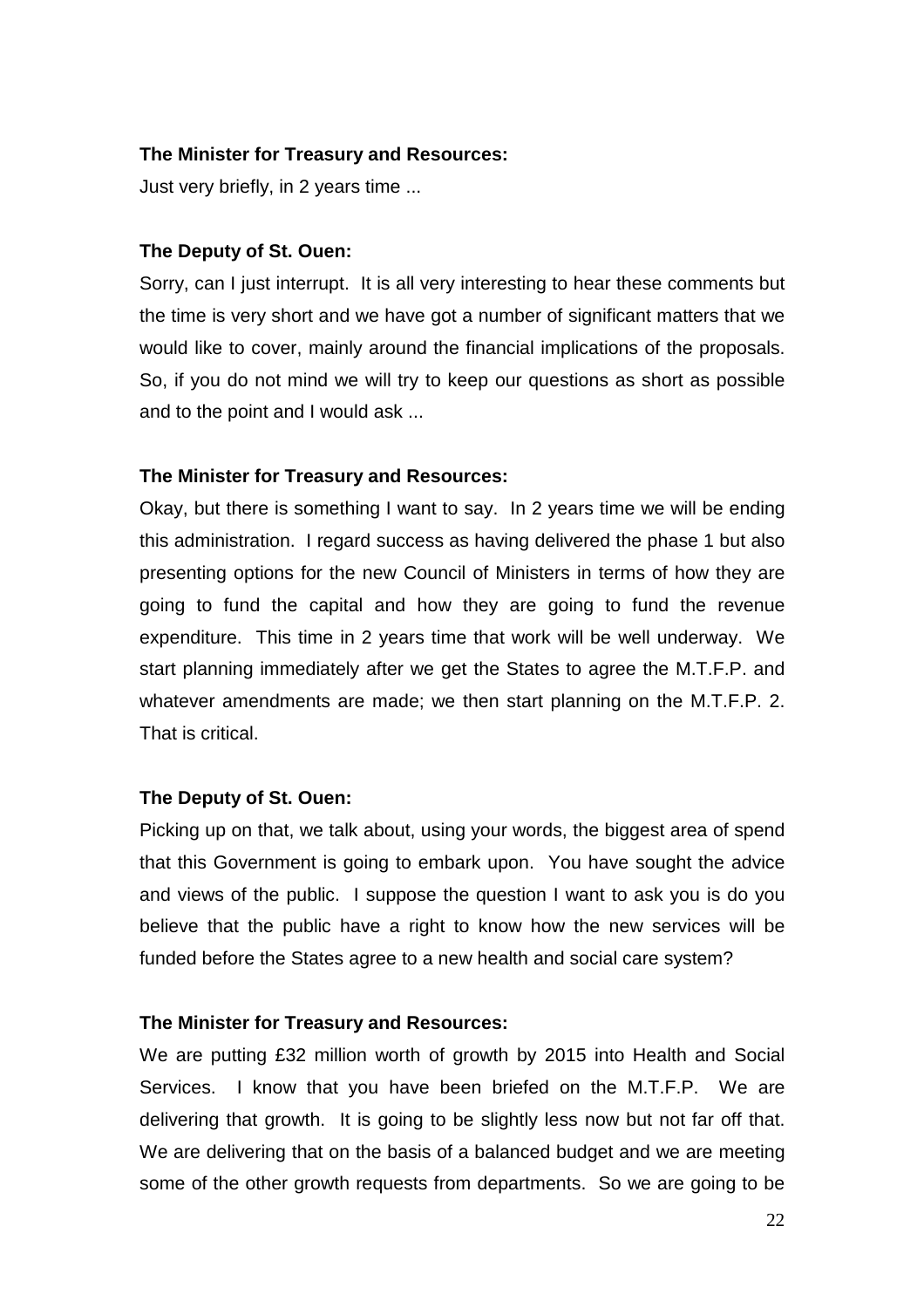**The Minister for Treasury and Resources:**

Just very briefly, in 2 years time ...

**The Deputy of St. Ouen:**

Sorry, can I just interrupt. It is all very interesting to hear these comments but the time is very short and we have got a number of significant matters that we would like to cover, mainly around the financial implications of the proposals. So, if you do not mind we will try to keep our questions as short as possible and to the point and I would ask ...

**The Minister for Treasury and Resources:**

Okay, but there is something I want to say. In 2 years time we will be ending this administration. I regard success as having delivered the phase 1 but also presenting options for the new Council of Ministers in terms of how they are going to fund the capital and how they are going to fund the revenue expenditure. This time in 2 years time that work will be well underway. We start planning immediately after we get the States to agree the M.T.F.P. and whatever amendments are made; we then start planning on the M.T.F.P. 2. That is critical.

**The Deputy of St. Ouen:**

Picking up on that, we talk about, using your words, the biggest area of spend that this Government is going to embark upon. You have sought the advice and views of the public. I suppose the question I want to ask you is do you believe that the public have a right to know how the new services will be funded before the States agree to a new health and social care system?

**The Minister for Treasury and Resources:**

We are putting £32 million worth of growth by 2015 into Health and Social Services. I know that you have been briefed on the M.T.F.P. We are delivering that growth. It is going to be slightly less now but not far off that. We are delivering that on the basis of a balanced budget and we are meeting some of the other growth requests from departments. So we are going to be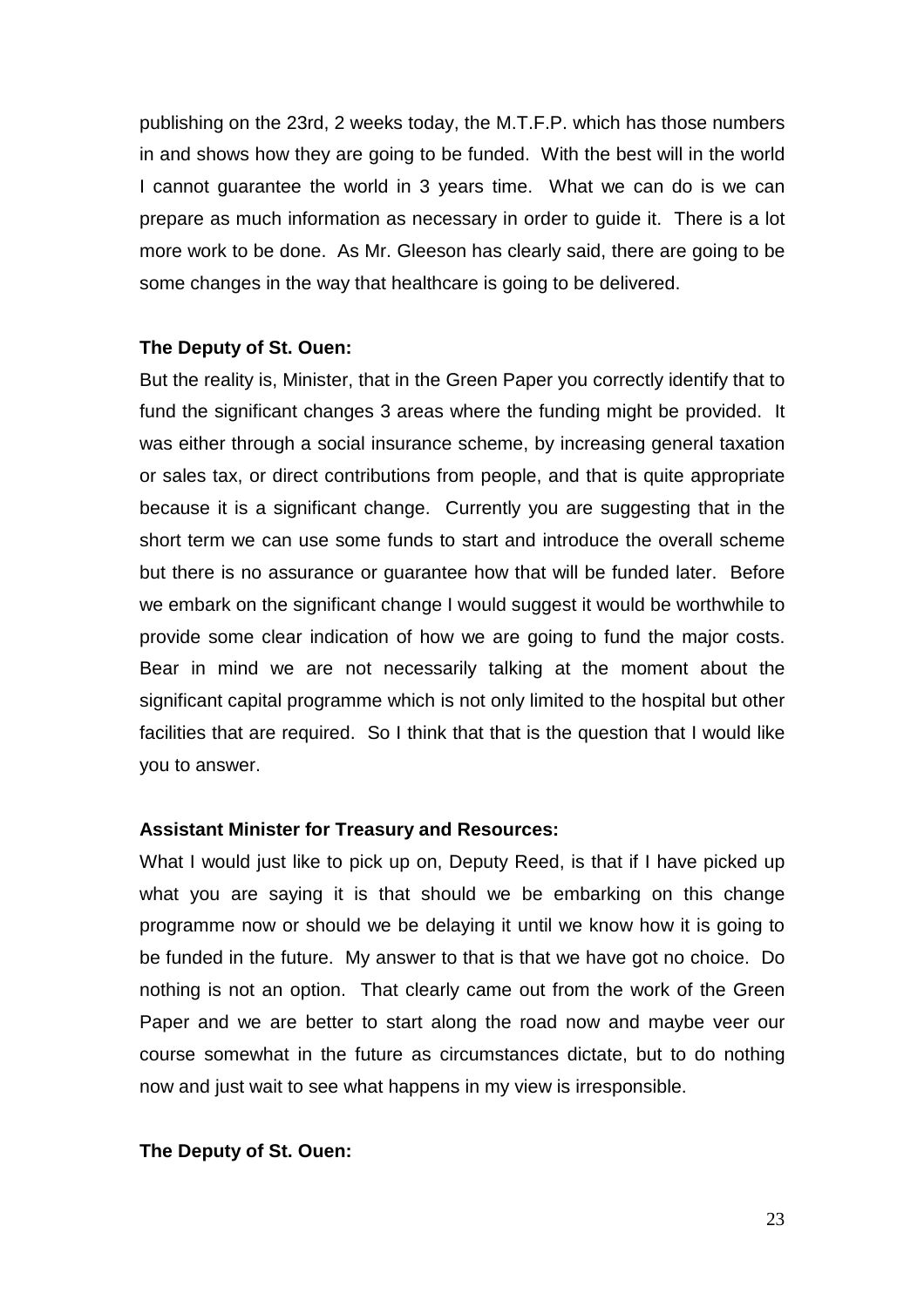publishing on the 23rd, 2 weeks today, the M.T.F.P. which has those numbers in and shows how they are going to be funded. With the best will in the world I cannot guarantee the world in 3 years time. What we can do is we can prepare as much information as necessary in order to guide it. There is a lot more work to be done. As Mr. Gleeson has clearly said, there are going to be some changes in the way that healthcare is going to be delivered.

**The Deputy of St. Ouen:**

But the reality is, Minister, that in the Green Paper you correctly identify that to fund the significant changes 3 areas where the funding might be provided. It was either through a social insurance scheme, by increasing general taxation or sales tax, or direct contributions from people, and that is quite appropriate because it is a significant change. Currently you are suggesting that in the short term we can use some funds to start and introduce the overall scheme but there is no assurance or guarantee how that will be funded later. Before we embark on the significant change I would suggest it would be worthwhile to provide some clear indication of how we are going to fund the major costs. Bear in mind we are not necessarily talking at the moment about the significant capital programme which is not only limited to the hospital but other facilities that are required. So I think that that is the question that I would like you to answer.

**Assistant Minister for Treasury and Resources:**

What I would just like to pick up on, Deputy Reed, is that if I have picked up what you are saying it is that should we be embarking on this change programme now or should we be delaying it until we know how it is going to be funded in the future. My answer to that is that we have got no choice. Do nothing is not an option. That clearly came out from the work of the Green Paper and we are better to start along the road now and maybe veer our course somewhat in the future as circumstances dictate, but to do nothing now and just wait to see what happens in my view is irresponsible.

**The Deputy of St. Ouen:**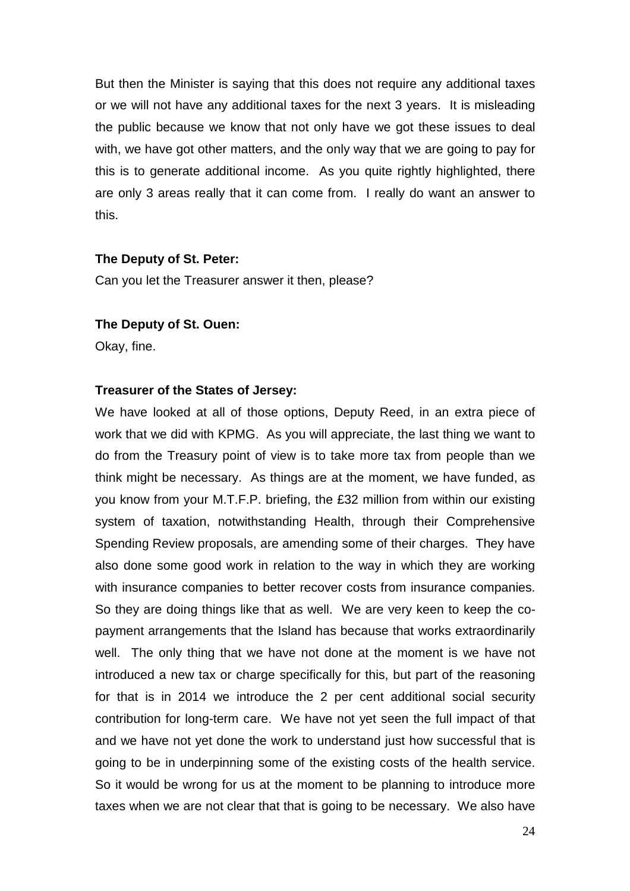But then the Minister is saying that this does not require any additional taxes or we will not have any additional taxes for the next 3 years. It is misleading the public because we know that not only have we got these issues to deal with, we have got other matters, and the only way that we are going to pay for this is to generate additional income. As you quite rightly highlighted, there are only 3 areas really that it can come from. I really do want an answer to this.

**The Deputy of St. Peter:**

Can you let the Treasurer answer it then, please?

**The Deputy of St. Ouen:**

Okay, fine.

**Treasurer of the States of Jersey:**

We have looked at all of those options, Deputy Reed, in an extra piece of work that we did with KPMG. As you will appreciate, the last thing we want to do from the Treasury point of view is to take more tax from people than we think might be necessary. As things are at the moment, we have funded, as you know from your M.T.F.P. briefing, the £32 million from within our existing system of taxation, notwithstanding Health, through their Comprehensive Spending Review proposals, are amending some of their charges. They have also done some good work in relation to the way in which they are working with insurance companies to better recover costs from insurance companies. So they are doing things like that as well. We are very keen to keep the co-payment arrangements that the Island has because that works extraordinarily well. The only thing that we have not done at the moment is we have not introduced a new tax or charge specifically for this, but part of the reasoning for that is in 2014 we introduce the 2 per cent additional social security contribution for long-term care. We have not yet seen the full impact of that and we have not yet done the work to understand just how successful that is going to be in underpinning some of the existing costs of the health service. So it would be wrong for us at the moment to be planning to introduce more taxes when we are not clear that that is going to be necessary. We also have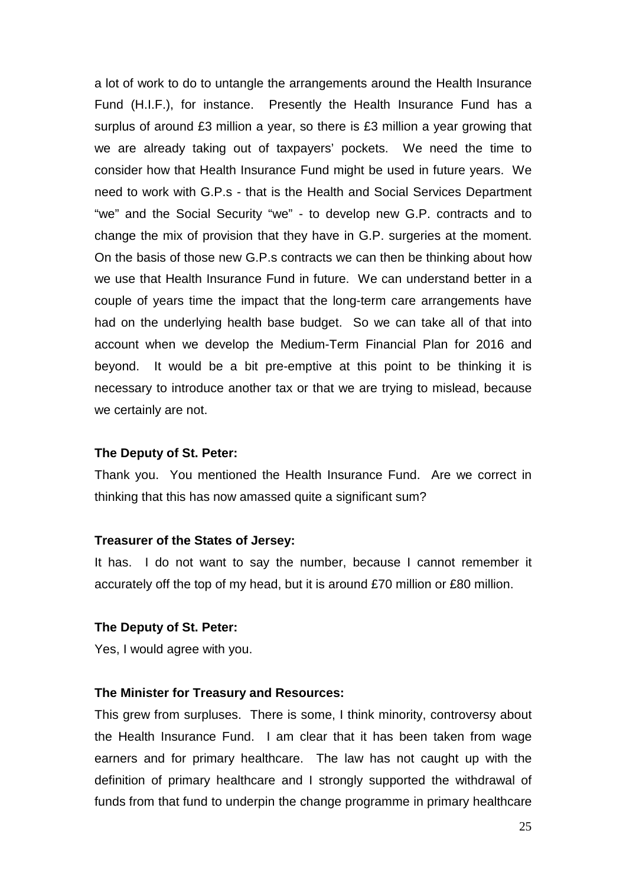a lot of work to do to untangle the arrangements around the Health Insurance Fund (H.I.F.), for instance. Presently the Health Insurance Fund has a surplus of around £3 million a year, so there is £3 million a year growing that we are already taking out of taxpayers' pockets. We need the time to consider how that Health Insurance Fund might be used in future years. We need to work with G.P.s - that is the Health and Social Services Department "we" and the Social Security "we" - to develop new G.P. contracts and to change the mix of provision that they have in G.P. surgeries at the moment. On the basis of those new G.P.s contracts we can then be thinking about how we use that Health Insurance Fund in future. We can understand better in a couple of years time the impact that the long-term care arrangements have had on the underlying health base budget. So we can take all of that into account when we develop the Medium-Term Financial Plan for 2016 and beyond. It would be a bit pre-emptive at this point to be thinking it is necessary to introduce another tax or that we are trying to mislead, because we certainly are not.

**The Deputy of St. Peter:**

Thank you. You mentioned the Health Insurance Fund. Are we correct in thinking that this has now amassed quite a significant sum?

**Treasurer of the States of Jersey:**

It has. I do not want to say the number, because I cannot remember it accurately off the top of my head, but it is around £70 million or £80 million.

**The Deputy of St. Peter:**

Yes, I would agree with you.

**The Minister for Treasury and Resources:**

This grew from surpluses. There is some, I think minority, controversy about the Health Insurance Fund. I am clear that it has been taken from wage earners and for primary healthcare. The law has not caught up with the definition of primary healthcare and I strongly supported the withdrawal of funds from that fund to underpin the change programme in primary healthcare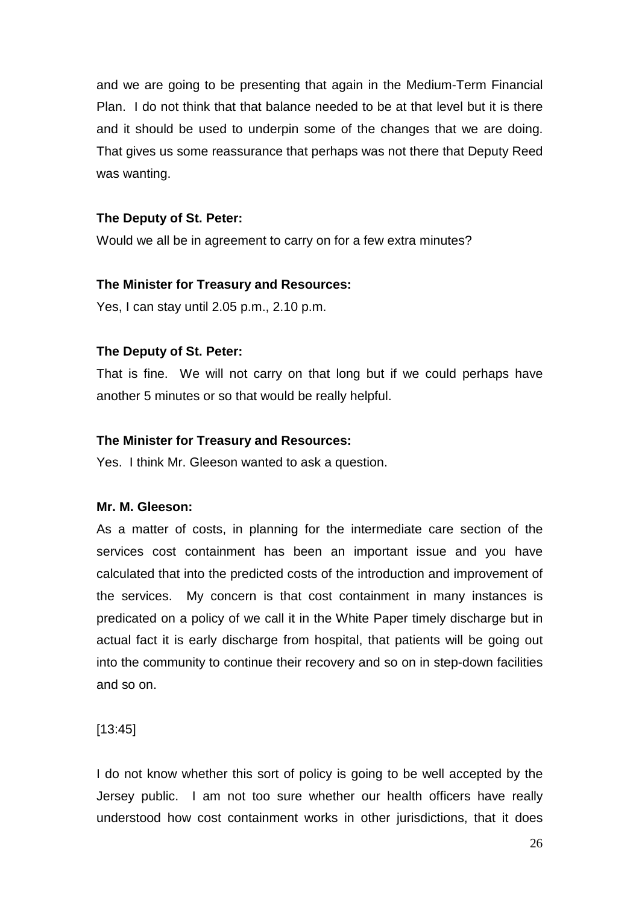and we are going to be presenting that again in the Medium-Term Financial Plan. I do not think that that balance needed to be at that level but it is there and it should be used to underpin some of the changes that we are doing. That gives us some reassurance that perhaps was not there that Deputy Reed was wanting.

**The Deputy of St. Peter:**

Would we all be in agreement to carry on for a few extra minutes?

**The Minister for Treasury and Resources:**

Yes, I can stay until 2.05 p.m., 2.10 p.m.

**The Deputy of St. Peter:**

That is fine. We will not carry on that long but if we could perhaps have another 5 minutes or so that would be really helpful.

**The Minister for Treasury and Resources:**

Yes. I think Mr. Gleeson wanted to ask a question.

**Mr. M. Gleeson:**

As a matter of costs, in planning for the intermediate care section of the services cost containment has been an important issue and you have calculated that into the predicted costs of the introduction and improvement of the services. My concern is that cost containment in many instances is predicated on a policy of we call it in the White Paper timely discharge but in actual fact it is early discharge from hospital, that patients will be going out into the community to continue their recovery and so on in step-down facilities and so on.

[13:45]

I do not know whether this sort of policy is going to be well accepted by the Jersey public. I am not too sure whether our health officers have really understood how cost containment works in other jurisdictions, that it does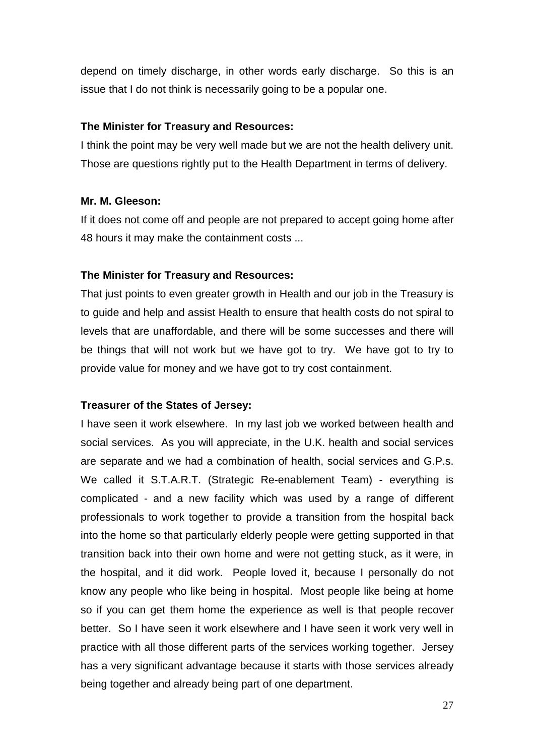depend on timely discharge, in other words early discharge. So this is an issue that I do not think is necessarily going to be a popular one.

**The Minister for Treasury and Resources:**

I think the point may be very well made but we are not the health delivery unit. Those are questions rightly put to the Health Department in terms of delivery.

**Mr. M. Gleeson:**

If it does not come off and people are not prepared to accept going home after 48 hours it may make the containment costs ...

**The Minister for Treasury and Resources:**

That just points to even greater growth in Health and our job in the Treasury is to guide and help and assist Health to ensure that health costs do not spiral to levels that are unaffordable, and there will be some successes and there will be things that will not work but we have got to try. We have got to try to provide value for money and we have got to try cost containment.

**Treasurer of the States of Jersey:**

I have seen it work elsewhere. In my last job we worked between health and social services. As you will appreciate, in the U.K. health and social services are separate and we had a combination of health, social services and G.P.s. We called it S.T.A.R.T. (Strategic Re-enablement Team) - everything is complicated - and a new facility which was used by a range of different professionals to work together to provide a transition from the hospital back into the home so that particularly elderly people were getting supported in that transition back into their own home and were not getting stuck, as it were, in the hospital, and it did work. People loved it, because I personally do not know any people who like being in hospital. Most people like being at home so if you can get them home the experience as well is that people recover better. So I have seen it work elsewhere and I have seen it work very well in practice with all those different parts of the services working together. Jersey has a very significant advantage because it starts with those services already being together and already being part of one department.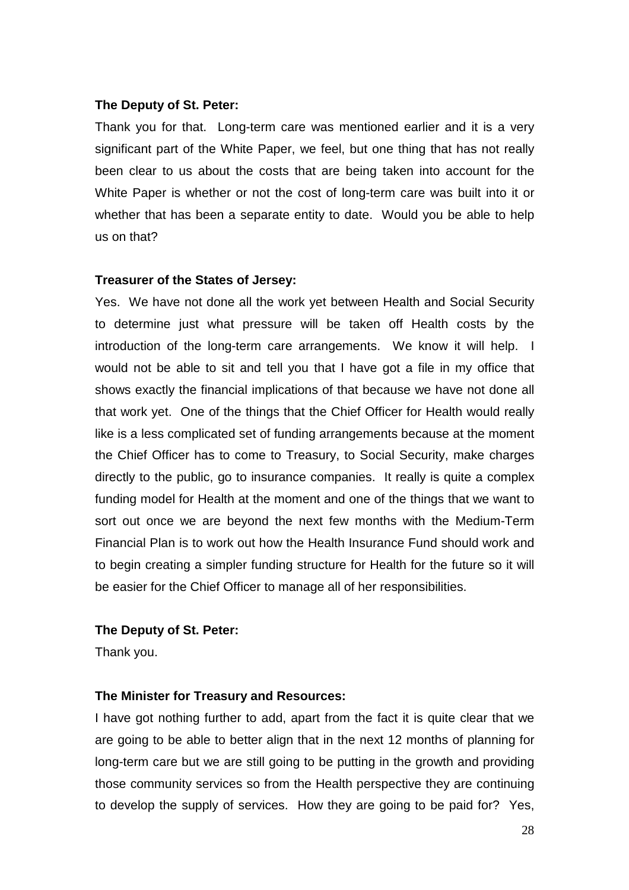**The Deputy of St. Peter:**

Thank you for that. Long-term care was mentioned earlier and it is a very significant part of the White Paper, we feel, but one thing that has not really been clear to us about the costs that are being taken into account for the White Paper is whether or not the cost of long-term care was built into it or whether that has been a separate entity to date. Would you be able to help us on that?

**Treasurer of the States of Jersey:**

Yes. We have not done all the work yet between Health and Social Security to determine just what pressure will be taken off Health costs by the introduction of the long-term care arrangements. We know it will help. I would not be able to sit and tell you that I have got a file in my office that shows exactly the financial implications of that because we have not done all that work yet. One of the things that the Chief Officer for Health would really like is a less complicated set of funding arrangements because at the moment the Chief Officer has to come to Treasury, to Social Security, make charges directly to the public, go to insurance companies. It really is quite a complex funding model for Health at the moment and one of the things that we want to sort out once we are beyond the next few months with the Medium-Term Financial Plan is to work out how the Health Insurance Fund should work and to begin creating a simpler funding structure for Health for the future so it will be easier for the Chief Officer to manage all of her responsibilities.

**The Deputy of St. Peter:**

Thank you.

**The Minister for Treasury and Resources:**

I have got nothing further to add, apart from the fact it is quite clear that we are going to be able to better align that in the next 12 months of planning for long-term care but we are still going to be putting in the growth and providing those community services so from the Health perspective they are continuing to develop the supply of services. How they are going to be paid for? Yes,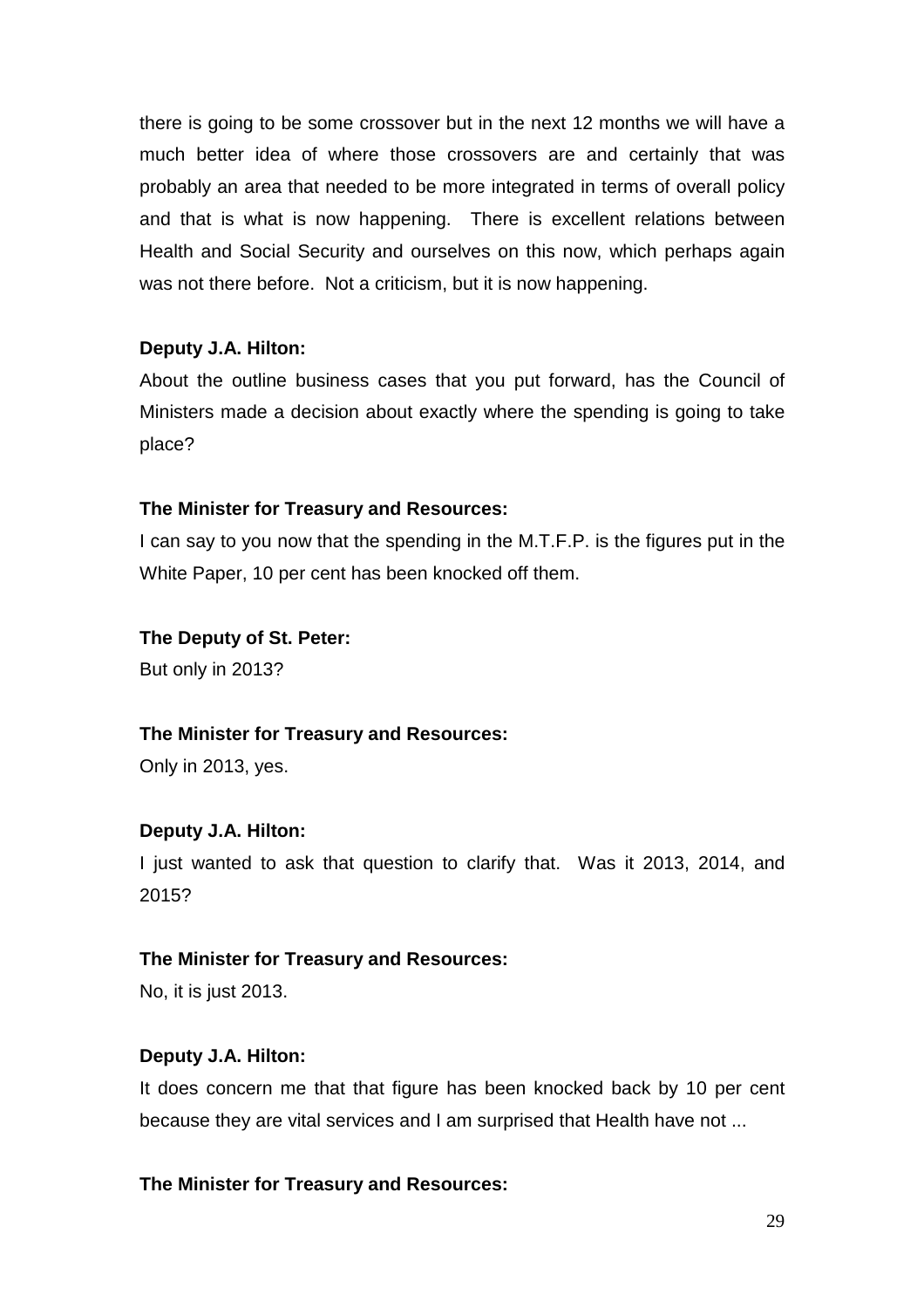there is going to be some crossover but in the next 12 months we will have a much better idea of where those crossovers are and certainly that was probably an area that needed to be more integrated in terms of overall policy and that is what is now happening. There is excellent relations between Health and Social Security and ourselves on this now, which perhaps again was not there before. Not a criticism, but it is now happening.

**Deputy J.A. Hilton:**

About the outline business cases that you put forward, has the Council of Ministers made a decision about exactly where the spending is going to take place?

**The Minister for Treasury and Resources:**

I can say to you now that the spending in the M.T.F.P. is the figures put in the White Paper, 10 per cent has been knocked off them.

**The Deputy of St. Peter:**

But only in 2013?

**The Minister for Treasury and Resources:**

Only in 2013, yes.

**Deputy J.A. Hilton:**

I just wanted to ask that question to clarify that. Was it 2013, 2014, and 2015?

**The Minister for Treasury and Resources:**

No, it is just 2013.

**Deputy J.A. Hilton:**

It does concern me that that figure has been knocked back by 10 per cent because they are vital services and I am surprised that Health have not ...

**The Minister for Treasury and Resources:**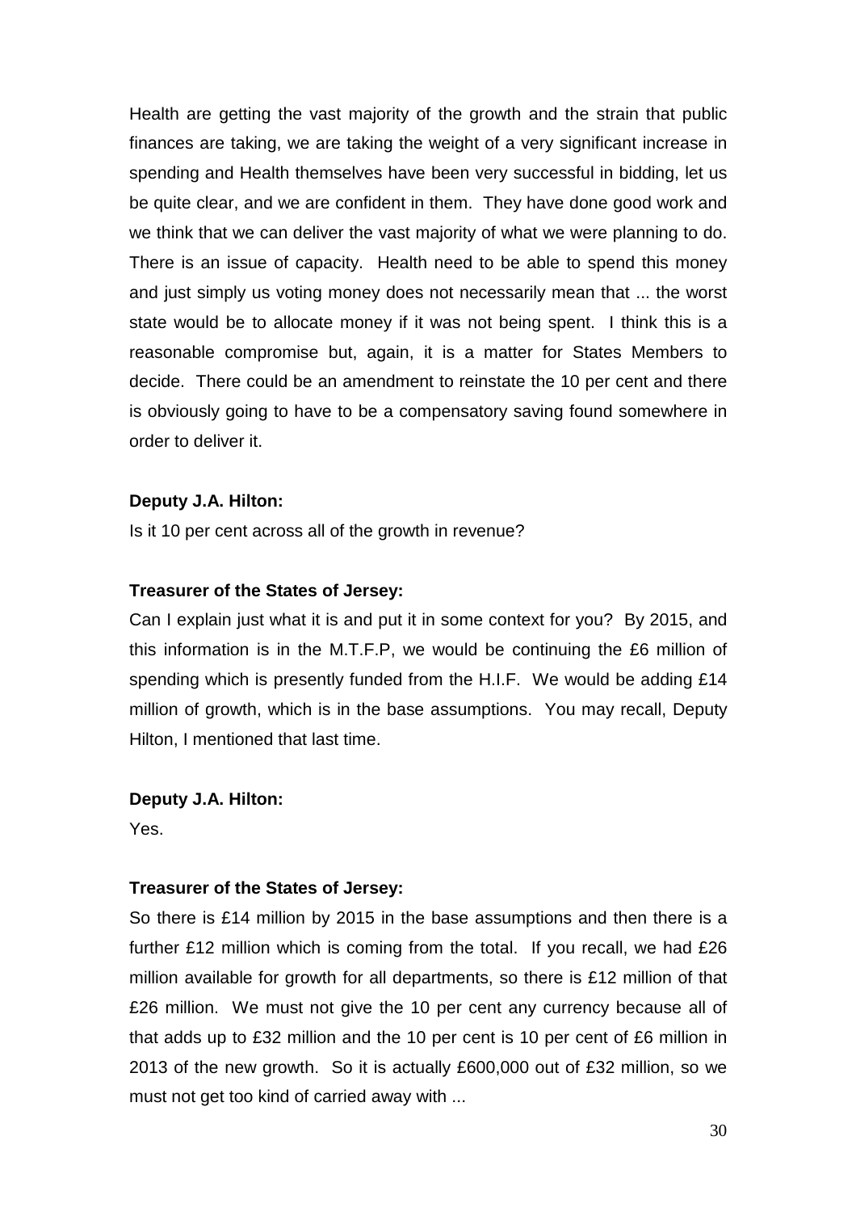Health are getting the vast majority of the growth and the strain that public finances are taking, we are taking the weight of a very significant increase in spending and Health themselves have been very successful in bidding, let us be quite clear, and we are confident in them. They have done good work and we think that we can deliver the vast majority of what we were planning to do. There is an issue of capacity. Health need to be able to spend this money and just simply us voting money does not necessarily mean that ... the worst state would be to allocate money if it was not being spent. I think this is a reasonable compromise but, again, it is a matter for States Members to decide. There could be an amendment to reinstate the 10 per cent and there is obviously going to have to be a compensatory saving found somewhere in order to deliver it.

**Deputy J.A. Hilton:**

Is it 10 per cent across all of the growth in revenue?

**Treasurer of the States of Jersey:**

Can I explain just what it is and put it in some context for you? By 2015, and this information is in the M.T.F.P, we would be continuing the £6 million of spending which is presently funded from the H.I.F. We would be adding £14 million of growth, which is in the base assumptions. You may recall, Deputy Hilton, I mentioned that last time.

**Deputy J.A. Hilton:**

Yes.

**Treasurer of the States of Jersey:**

So there is £14 million by 2015 in the base assumptions and then there is a further £12 million which is coming from the total. If you recall, we had £26 million available for growth for all departments, so there is £12 million of that £26 million. We must not give the 10 per cent any currency because all of that adds up to £32 million and the 10 per cent is 10 per cent of £6 million in 2013 of the new growth. So it is actually £600,000 out of £32 million, so we must not get too kind of carried away with ...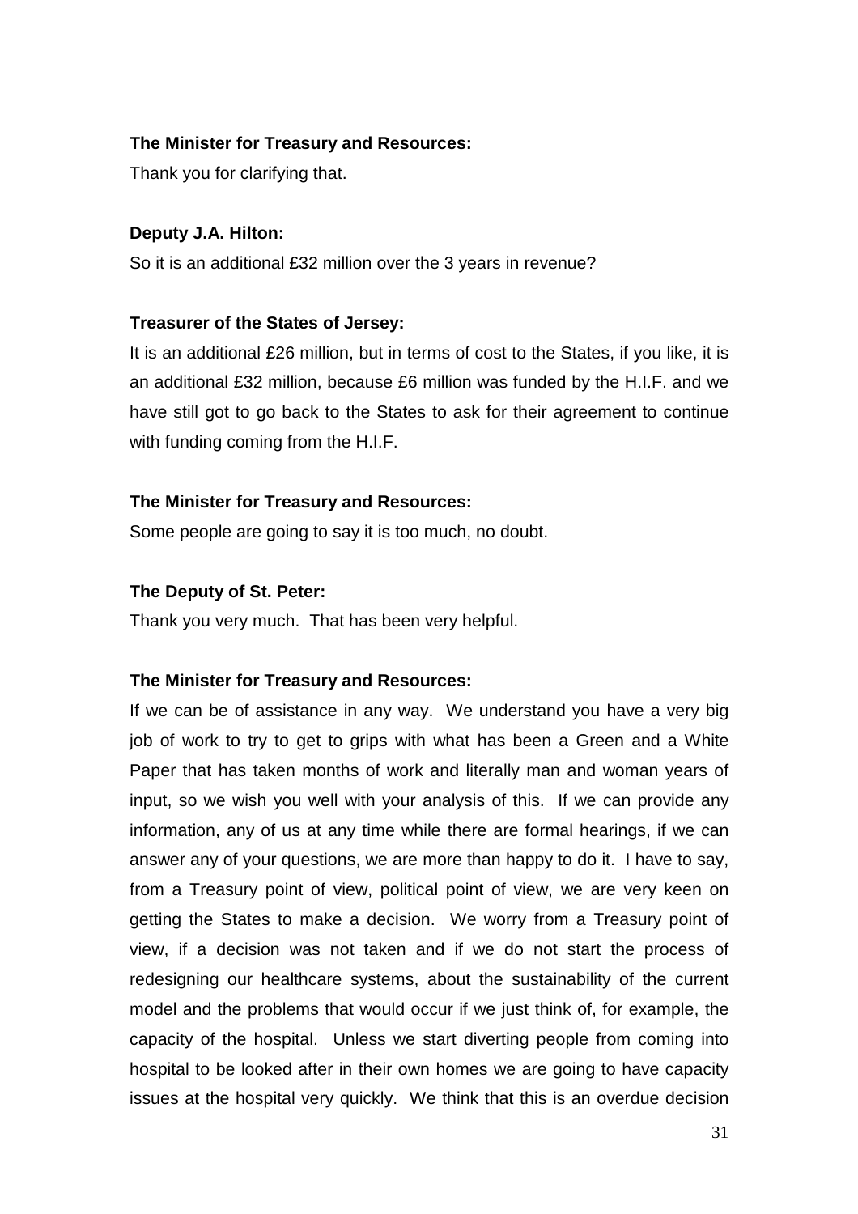**The Minister for Treasury and Resources:**

Thank you for clarifying that.

**Deputy J.A. Hilton:**

So it is an additional £32 million over the 3 years in revenue?

**Treasurer of the States of Jersey:**

It is an additional £26 million, but in terms of cost to the States, if you like, it is an additional £32 million, because £6 million was funded by the H.I.F. and we have still got to go back to the States to ask for their agreement to continue with funding coming from the H.I.F.

**The Minister for Treasury and Resources:**

Some people are going to say it is too much, no doubt.

**The Deputy of St. Peter:**

Thank you very much. That has been very helpful.

**The Minister for Treasury and Resources:**

If we can be of assistance in any way. We understand you have a very big job of work to try to get to grips with what has been a Green and a White Paper that has taken months of work and literally man and woman years of input, so we wish you well with your analysis of this. If we can provide any information, any of us at any time while there are formal hearings, if we can answer any of your questions, we are more than happy to do it. I have to say, from a Treasury point of view, political point of view, we are very keen on getting the States to make a decision. We worry from a Treasury point of view, if a decision was not taken and if we do not start the process of redesigning our healthcare systems, about the sustainability of the current model and the problems that would occur if we just think of, for example, the capacity of the hospital. Unless we start diverting people from coming into hospital to be looked after in their own homes we are going to have capacity issues at the hospital very quickly. We think that this is an overdue decision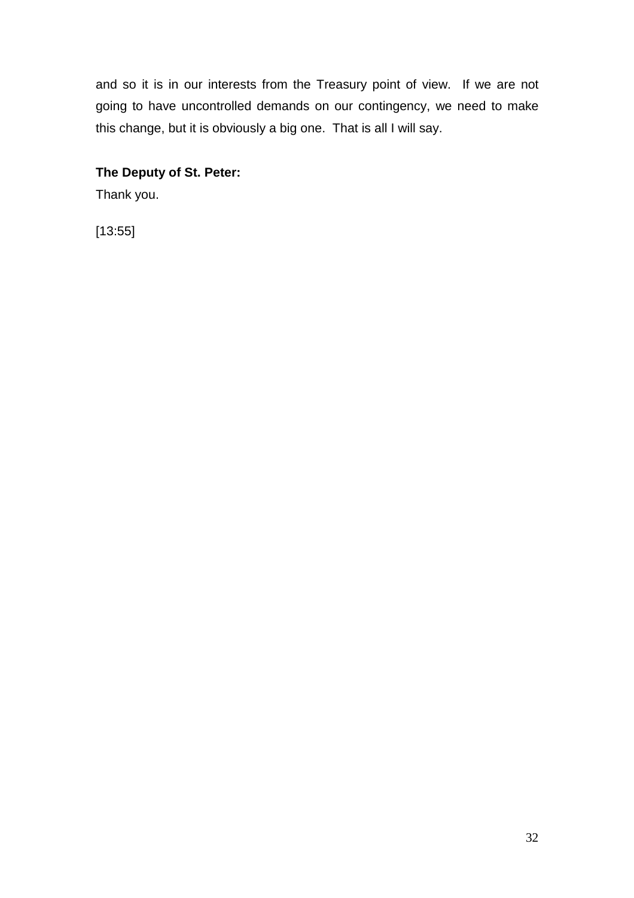and so it is in our interests from the Treasury point of view. If we are not going to have uncontrolled demands on our contingency, we need to make this change, but it is obviously a big one. That is all I will say.

**The Deputy of St. Peter:**

Thank you.

[13:55]